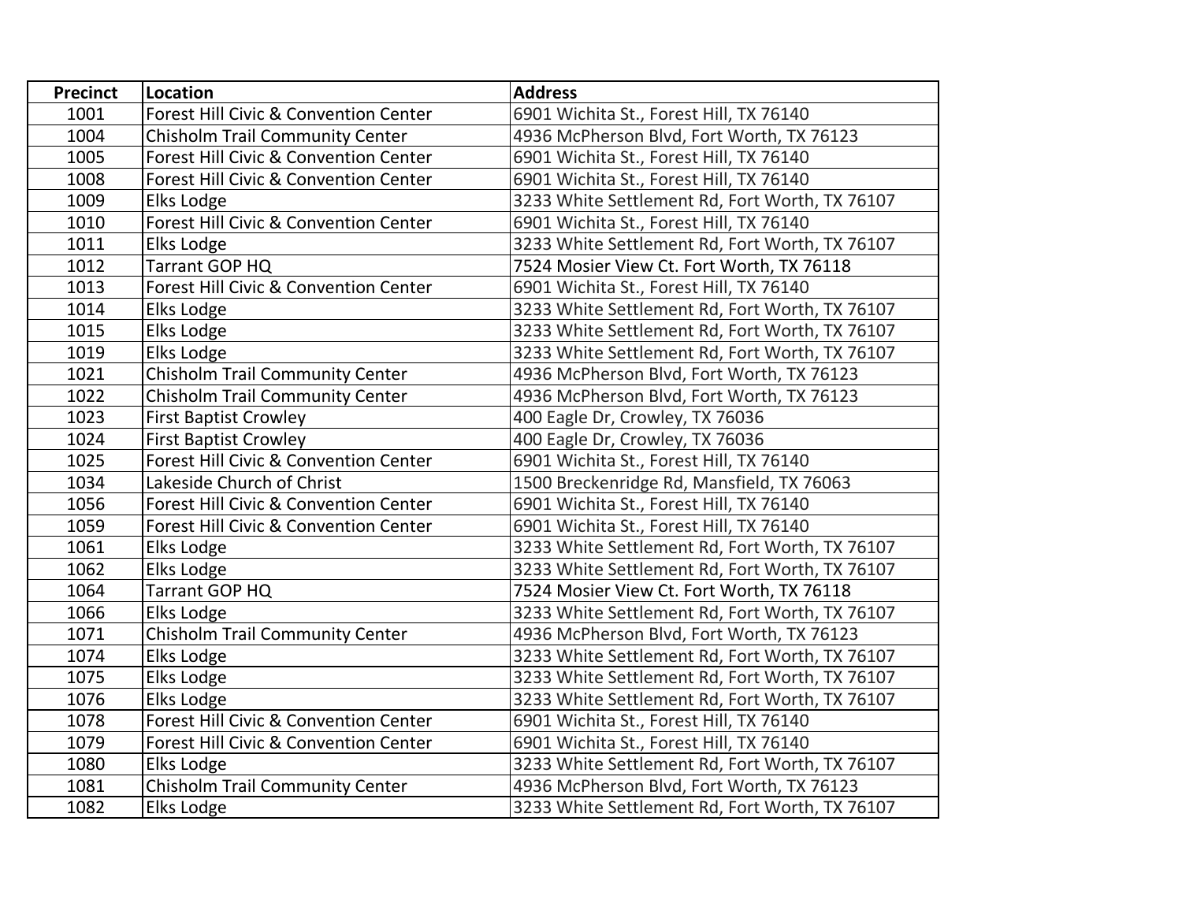| Precinct | Location | Address |
|---|---|---|
| 1001 | Forest Hill Civic & Convention Center | 6901 Wichita St., Forest Hill, TX 76140 |
| 1004 | Chisholm Trail Community Center | 4936 McPherson Blvd, Fort Worth, TX 76123 |
| 1005 | Forest Hill Civic & Convention Center | 6901 Wichita St., Forest Hill, TX 76140 |
| 1008 | Forest Hill Civic & Convention Center | 6901 Wichita St., Forest Hill, TX 76140 |
| 1009 | Elks Lodge | 3233 White Settlement Rd, Fort Worth, TX 76107 |
| 1010 | Forest Hill Civic & Convention Center | 6901 Wichita St., Forest Hill, TX 76140 |
| 1011 | Elks Lodge | 3233 White Settlement Rd, Fort Worth, TX 76107 |
| 1012 | Tarrant GOP HQ | 7524 Mosier View Ct. Fort Worth, TX 76118 |
| 1013 | Forest Hill Civic & Convention Center | 6901 Wichita St., Forest Hill, TX 76140 |
| 1014 | Elks Lodge | 3233 White Settlement Rd, Fort Worth, TX 76107 |
| 1015 | Elks Lodge | 3233 White Settlement Rd, Fort Worth, TX 76107 |
| 1019 | Elks Lodge | 3233 White Settlement Rd, Fort Worth, TX 76107 |
| 1021 | Chisholm Trail Community Center | 4936 McPherson Blvd, Fort Worth, TX 76123 |
| 1022 | Chisholm Trail Community Center | 4936 McPherson Blvd, Fort Worth, TX 76123 |
| 1023 | First Baptist Crowley | 400 Eagle Dr, Crowley, TX 76036 |
| 1024 | First Baptist Crowley | 400 Eagle Dr, Crowley, TX 76036 |
| 1025 | Forest Hill Civic & Convention Center | 6901 Wichita St., Forest Hill, TX 76140 |
| 1034 | Lakeside Church of Christ | 1500 Breckenridge Rd, Mansfield, TX 76063 |
| 1056 | Forest Hill Civic & Convention Center | 6901 Wichita St., Forest Hill, TX 76140 |
| 1059 | Forest Hill Civic & Convention Center | 6901 Wichita St., Forest Hill, TX 76140 |
| 1061 | Elks Lodge | 3233 White Settlement Rd, Fort Worth, TX 76107 |
| 1062 | Elks Lodge | 3233 White Settlement Rd, Fort Worth, TX 76107 |
| 1064 | Tarrant GOP HQ | 7524 Mosier View Ct. Fort Worth, TX 76118 |
| 1066 | Elks Lodge | 3233 White Settlement Rd, Fort Worth, TX 76107 |
| 1071 | Chisholm Trail Community Center | 4936 McPherson Blvd, Fort Worth, TX 76123 |
| 1074 | Elks Lodge | 3233 White Settlement Rd, Fort Worth, TX 76107 |
| 1075 | Elks Lodge | 3233 White Settlement Rd, Fort Worth, TX 76107 |
| 1076 | Elks Lodge | 3233 White Settlement Rd, Fort Worth, TX 76107 |
| 1078 | Forest Hill Civic & Convention Center | 6901 Wichita St., Forest Hill, TX 76140 |
| 1079 | Forest Hill Civic & Convention Center | 6901 Wichita St., Forest Hill, TX 76140 |
| 1080 | Elks Lodge | 3233 White Settlement Rd, Fort Worth, TX 76107 |
| 1081 | Chisholm Trail Community Center | 4936 McPherson Blvd, Fort Worth, TX 76123 |
| 1082 | Elks Lodge | 3233 White Settlement Rd, Fort Worth, TX 76107 |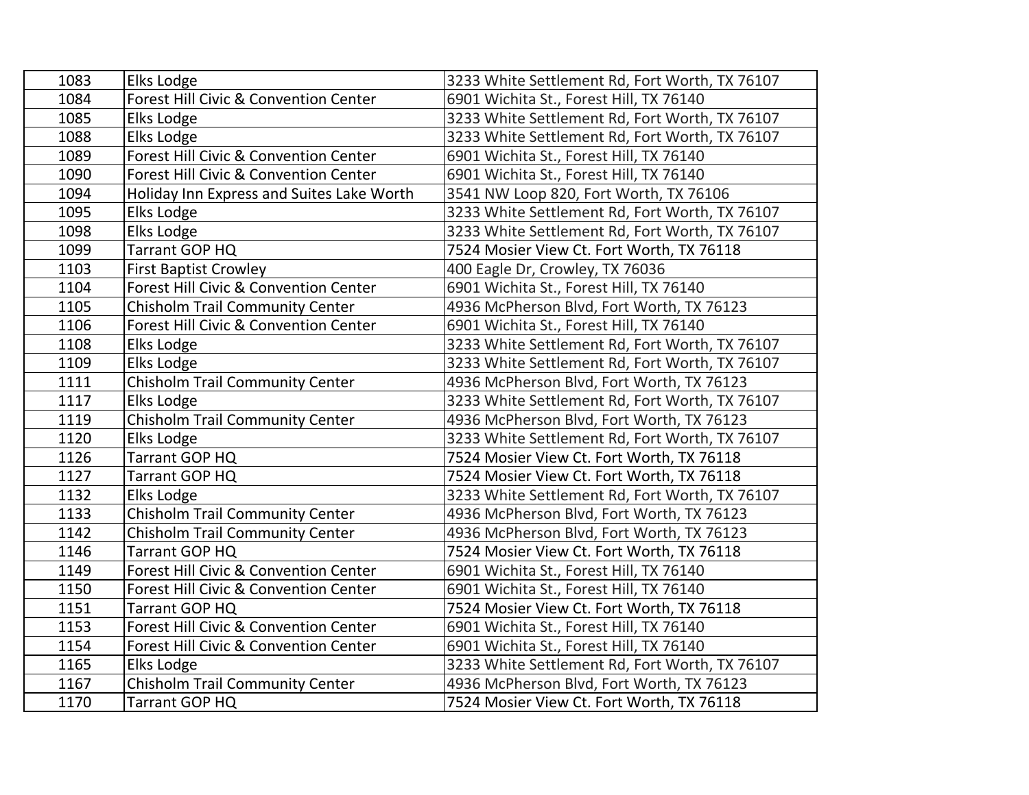| | | |
|---|---|---|
| 1083 | Elks Lodge | 3233 White Settlement Rd, Fort Worth, TX 76107 |
| 1084 | Forest Hill Civic & Convention Center | 6901 Wichita St., Forest Hill, TX 76140 |
| 1085 | Elks Lodge | 3233 White Settlement Rd, Fort Worth, TX 76107 |
| 1088 | Elks Lodge | 3233 White Settlement Rd, Fort Worth, TX 76107 |
| 1089 | Forest Hill Civic & Convention Center | 6901 Wichita St., Forest Hill, TX 76140 |
| 1090 | Forest Hill Civic & Convention Center | 6901 Wichita St., Forest Hill, TX 76140 |
| 1094 | Holiday Inn Express and Suites Lake Worth | 3541 NW Loop 820, Fort Worth, TX 76106 |
| 1095 | Elks Lodge | 3233 White Settlement Rd, Fort Worth, TX 76107 |
| 1098 | Elks Lodge | 3233 White Settlement Rd, Fort Worth, TX 76107 |
| 1099 | Tarrant GOP HQ | 7524 Mosier View Ct. Fort Worth, TX 76118 |
| 1103 | First Baptist Crowley | 400 Eagle Dr, Crowley, TX 76036 |
| 1104 | Forest Hill Civic & Convention Center | 6901 Wichita St., Forest Hill, TX 76140 |
| 1105 | Chisholm Trail Community Center | 4936 McPherson Blvd, Fort Worth, TX 76123 |
| 1106 | Forest Hill Civic & Convention Center | 6901 Wichita St., Forest Hill, TX 76140 |
| 1108 | Elks Lodge | 3233 White Settlement Rd, Fort Worth, TX 76107 |
| 1109 | Elks Lodge | 3233 White Settlement Rd, Fort Worth, TX 76107 |
| 1111 | Chisholm Trail Community Center | 4936 McPherson Blvd, Fort Worth, TX 76123 |
| 1117 | Elks Lodge | 3233 White Settlement Rd, Fort Worth, TX 76107 |
| 1119 | Chisholm Trail Community Center | 4936 McPherson Blvd, Fort Worth, TX 76123 |
| 1120 | Elks Lodge | 3233 White Settlement Rd, Fort Worth, TX 76107 |
| 1126 | Tarrant GOP HQ | 7524 Mosier View Ct. Fort Worth, TX 76118 |
| 1127 | Tarrant GOP HQ | 7524 Mosier View Ct. Fort Worth, TX 76118 |
| 1132 | Elks Lodge | 3233 White Settlement Rd, Fort Worth, TX 76107 |
| 1133 | Chisholm Trail Community Center | 4936 McPherson Blvd, Fort Worth, TX 76123 |
| 1142 | Chisholm Trail Community Center | 4936 McPherson Blvd, Fort Worth, TX 76123 |
| 1146 | Tarrant GOP HQ | 7524 Mosier View Ct. Fort Worth, TX 76118 |
| 1149 | Forest Hill Civic & Convention Center | 6901 Wichita St., Forest Hill, TX 76140 |
| 1150 | Forest Hill Civic & Convention Center | 6901 Wichita St., Forest Hill, TX 76140 |
| 1151 | Tarrant GOP HQ | 7524 Mosier View Ct. Fort Worth, TX 76118 |
| 1153 | Forest Hill Civic & Convention Center | 6901 Wichita St., Forest Hill, TX 76140 |
| 1154 | Forest Hill Civic & Convention Center | 6901 Wichita St., Forest Hill, TX 76140 |
| 1165 | Elks Lodge | 3233 White Settlement Rd, Fort Worth, TX 76107 |
| 1167 | Chisholm Trail Community Center | 4936 McPherson Blvd, Fort Worth, TX 76123 |
| 1170 | Tarrant GOP HQ | 7524 Mosier View Ct. Fort Worth, TX 76118 |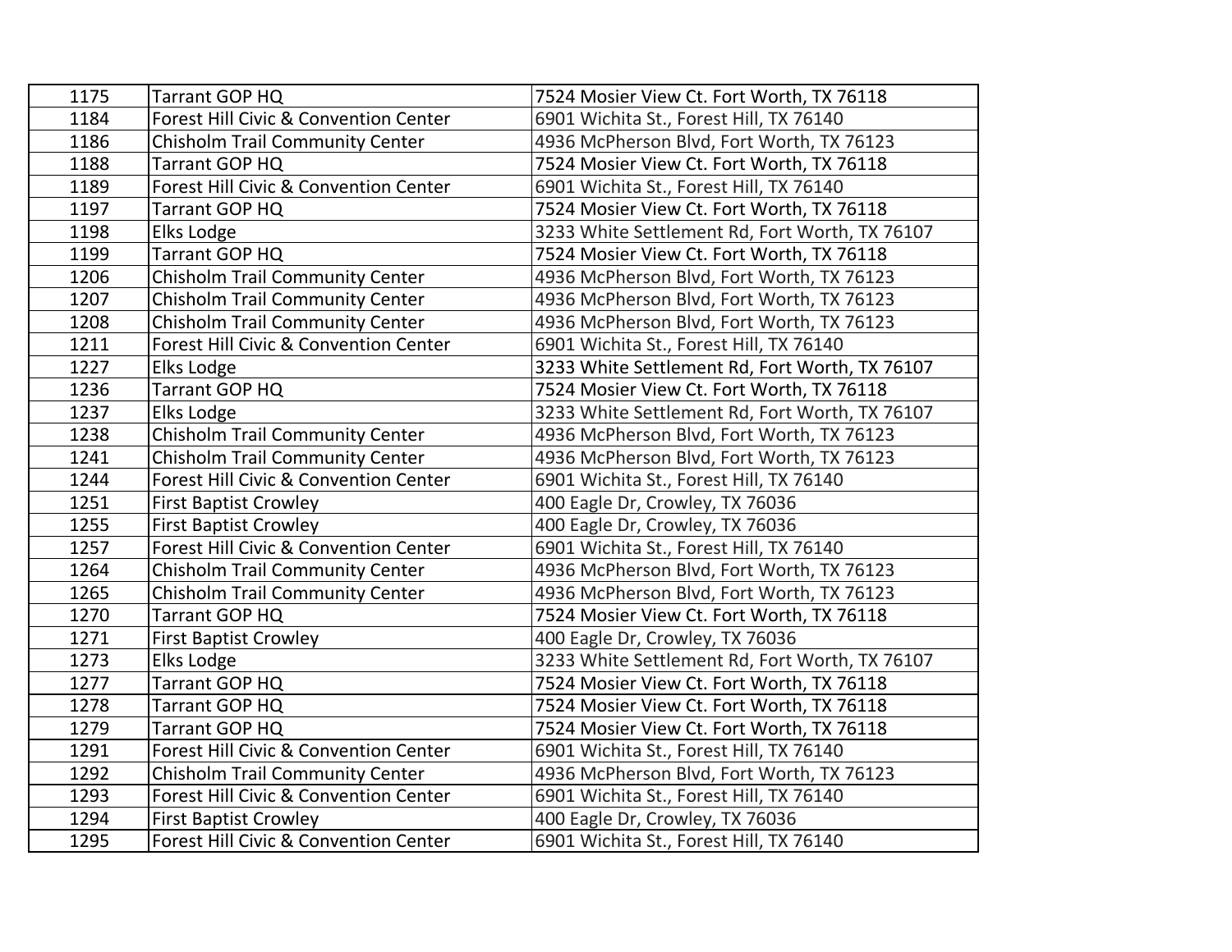| | | |
|---|---|---|
| 1175 | Tarrant GOP HQ | 7524 Mosier View Ct. Fort Worth, TX 76118 |
| 1184 | Forest Hill Civic & Convention Center | 6901 Wichita St., Forest Hill, TX 76140 |
| 1186 | Chisholm Trail Community Center | 4936 McPherson Blvd, Fort Worth, TX 76123 |
| 1188 | Tarrant GOP HQ | 7524 Mosier View Ct. Fort Worth, TX 76118 |
| 1189 | Forest Hill Civic & Convention Center | 6901 Wichita St., Forest Hill, TX 76140 |
| 1197 | Tarrant GOP HQ | 7524 Mosier View Ct. Fort Worth, TX 76118 |
| 1198 | Elks Lodge | 3233 White Settlement Rd, Fort Worth, TX 76107 |
| 1199 | Tarrant GOP HQ | 7524 Mosier View Ct. Fort Worth, TX 76118 |
| 1206 | Chisholm Trail Community Center | 4936 McPherson Blvd, Fort Worth, TX 76123 |
| 1207 | Chisholm Trail Community Center | 4936 McPherson Blvd, Fort Worth, TX 76123 |
| 1208 | Chisholm Trail Community Center | 4936 McPherson Blvd, Fort Worth, TX 76123 |
| 1211 | Forest Hill Civic & Convention Center | 6901 Wichita St., Forest Hill, TX 76140 |
| 1227 | Elks Lodge | 3233 White Settlement Rd, Fort Worth, TX 76107 |
| 1236 | Tarrant GOP HQ | 7524 Mosier View Ct. Fort Worth, TX 76118 |
| 1237 | Elks Lodge | 3233 White Settlement Rd, Fort Worth, TX 76107 |
| 1238 | Chisholm Trail Community Center | 4936 McPherson Blvd, Fort Worth, TX 76123 |
| 1241 | Chisholm Trail Community Center | 4936 McPherson Blvd, Fort Worth, TX 76123 |
| 1244 | Forest Hill Civic & Convention Center | 6901 Wichita St., Forest Hill, TX 76140 |
| 1251 | First Baptist Crowley | 400 Eagle Dr, Crowley, TX 76036 |
| 1255 | First Baptist Crowley | 400 Eagle Dr, Crowley, TX 76036 |
| 1257 | Forest Hill Civic & Convention Center | 6901 Wichita St., Forest Hill, TX 76140 |
| 1264 | Chisholm Trail Community Center | 4936 McPherson Blvd, Fort Worth, TX 76123 |
| 1265 | Chisholm Trail Community Center | 4936 McPherson Blvd, Fort Worth, TX 76123 |
| 1270 | Tarrant GOP HQ | 7524 Mosier View Ct. Fort Worth, TX 76118 |
| 1271 | First Baptist Crowley | 400 Eagle Dr, Crowley, TX 76036 |
| 1273 | Elks Lodge | 3233 White Settlement Rd, Fort Worth, TX 76107 |
| 1277 | Tarrant GOP HQ | 7524 Mosier View Ct. Fort Worth, TX 76118 |
| 1278 | Tarrant GOP HQ | 7524 Mosier View Ct. Fort Worth, TX 76118 |
| 1279 | Tarrant GOP HQ | 7524 Mosier View Ct. Fort Worth, TX 76118 |
| 1291 | Forest Hill Civic & Convention Center | 6901 Wichita St., Forest Hill, TX 76140 |
| 1292 | Chisholm Trail Community Center | 4936 McPherson Blvd, Fort Worth, TX 76123 |
| 1293 | Forest Hill Civic & Convention Center | 6901 Wichita St., Forest Hill, TX 76140 |
| 1294 | First Baptist Crowley | 400 Eagle Dr, Crowley, TX 76036 |
| 1295 | Forest Hill Civic & Convention Center | 6901 Wichita St., Forest Hill, TX 76140 |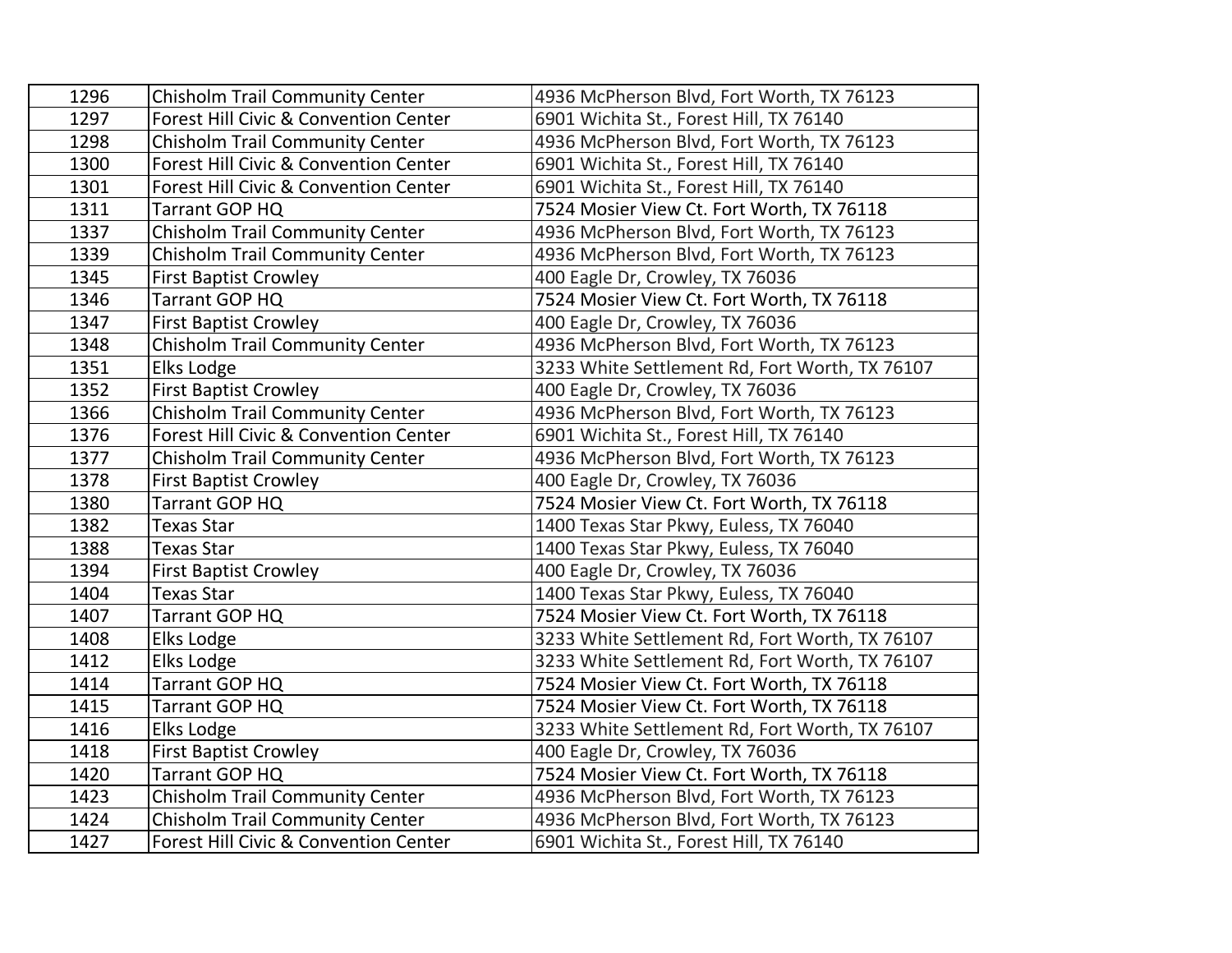| 1296 | Chisholm Trail Community Center | 4936 McPherson Blvd, Fort Worth, TX 76123 |
|---|---|---|
| 1297 | Forest Hill Civic & Convention Center | 6901 Wichita St., Forest Hill, TX 76140 |
| 1298 | Chisholm Trail Community Center | 4936 McPherson Blvd, Fort Worth, TX 76123 |
| 1300 | Forest Hill Civic & Convention Center | 6901 Wichita St., Forest Hill, TX 76140 |
| 1301 | Forest Hill Civic & Convention Center | 6901 Wichita St., Forest Hill, TX 76140 |
| 1311 | Tarrant GOP HQ | 7524 Mosier View Ct. Fort Worth, TX 76118 |
| 1337 | Chisholm Trail Community Center | 4936 McPherson Blvd, Fort Worth, TX 76123 |
| 1339 | Chisholm Trail Community Center | 4936 McPherson Blvd, Fort Worth, TX 76123 |
| 1345 | First Baptist Crowley | 400 Eagle Dr, Crowley, TX 76036 |
| 1346 | Tarrant GOP HQ | 7524 Mosier View Ct. Fort Worth, TX 76118 |
| 1347 | First Baptist Crowley | 400 Eagle Dr, Crowley, TX 76036 |
| 1348 | Chisholm Trail Community Center | 4936 McPherson Blvd, Fort Worth, TX 76123 |
| 1351 | Elks Lodge | 3233 White Settlement Rd, Fort Worth, TX 76107 |
| 1352 | First Baptist Crowley | 400 Eagle Dr, Crowley, TX 76036 |
| 1366 | Chisholm Trail Community Center | 4936 McPherson Blvd, Fort Worth, TX 76123 |
| 1376 | Forest Hill Civic & Convention Center | 6901 Wichita St., Forest Hill, TX 76140 |
| 1377 | Chisholm Trail Community Center | 4936 McPherson Blvd, Fort Worth, TX 76123 |
| 1378 | First Baptist Crowley | 400 Eagle Dr, Crowley, TX 76036 |
| 1380 | Tarrant GOP HQ | 7524 Mosier View Ct. Fort Worth, TX 76118 |
| 1382 | Texas Star | 1400 Texas Star Pkwy, Euless, TX 76040 |
| 1388 | Texas Star | 1400 Texas Star Pkwy, Euless, TX 76040 |
| 1394 | First Baptist Crowley | 400 Eagle Dr, Crowley, TX 76036 |
| 1404 | Texas Star | 1400 Texas Star Pkwy, Euless, TX 76040 |
| 1407 | Tarrant GOP HQ | 7524 Mosier View Ct. Fort Worth, TX 76118 |
| 1408 | Elks Lodge | 3233 White Settlement Rd, Fort Worth, TX 76107 |
| 1412 | Elks Lodge | 3233 White Settlement Rd, Fort Worth, TX 76107 |
| 1414 | Tarrant GOP HQ | 7524 Mosier View Ct. Fort Worth, TX 76118 |
| 1415 | Tarrant GOP HQ | 7524 Mosier View Ct. Fort Worth, TX 76118 |
| 1416 | Elks Lodge | 3233 White Settlement Rd, Fort Worth, TX 76107 |
| 1418 | First Baptist Crowley | 400 Eagle Dr, Crowley, TX 76036 |
| 1420 | Tarrant GOP HQ | 7524 Mosier View Ct. Fort Worth, TX 76118 |
| 1423 | Chisholm Trail Community Center | 4936 McPherson Blvd, Fort Worth, TX 76123 |
| 1424 | Chisholm Trail Community Center | 4936 McPherson Blvd, Fort Worth, TX 76123 |
| 1427 | Forest Hill Civic & Convention Center | 6901 Wichita St., Forest Hill, TX 76140 |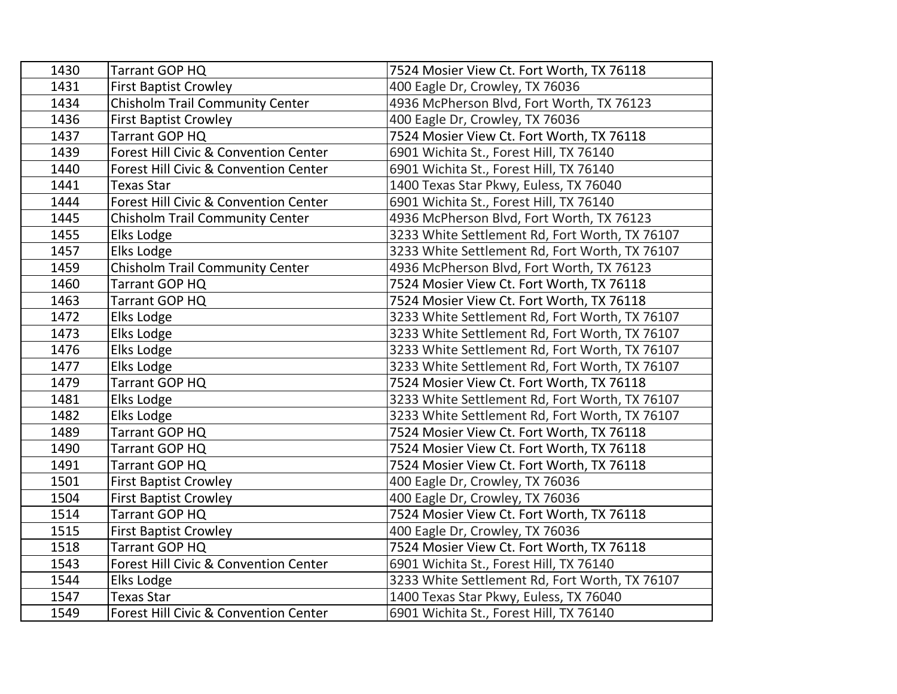| | | |
|---|---|---|
| 1430 | Tarrant GOP HQ | 7524 Mosier View Ct. Fort Worth, TX 76118 |
| 1431 | First Baptist Crowley | 400 Eagle Dr, Crowley, TX 76036 |
| 1434 | Chisholm Trail Community Center | 4936 McPherson Blvd, Fort Worth, TX 76123 |
| 1436 | First Baptist Crowley | 400 Eagle Dr, Crowley, TX 76036 |
| 1437 | Tarrant GOP HQ | 7524 Mosier View Ct. Fort Worth, TX 76118 |
| 1439 | Forest Hill Civic & Convention Center | 6901 Wichita St., Forest Hill, TX 76140 |
| 1440 | Forest Hill Civic & Convention Center | 6901 Wichita St., Forest Hill, TX 76140 |
| 1441 | Texas Star | 1400 Texas Star Pkwy, Euless, TX 76040 |
| 1444 | Forest Hill Civic & Convention Center | 6901 Wichita St., Forest Hill, TX 76140 |
| 1445 | Chisholm Trail Community Center | 4936 McPherson Blvd, Fort Worth, TX 76123 |
| 1455 | Elks Lodge | 3233 White Settlement Rd, Fort Worth, TX 76107 |
| 1457 | Elks Lodge | 3233 White Settlement Rd, Fort Worth, TX 76107 |
| 1459 | Chisholm Trail Community Center | 4936 McPherson Blvd, Fort Worth, TX 76123 |
| 1460 | Tarrant GOP HQ | 7524 Mosier View Ct. Fort Worth, TX 76118 |
| 1463 | Tarrant GOP HQ | 7524 Mosier View Ct. Fort Worth, TX 76118 |
| 1472 | Elks Lodge | 3233 White Settlement Rd, Fort Worth, TX 76107 |
| 1473 | Elks Lodge | 3233 White Settlement Rd, Fort Worth, TX 76107 |
| 1476 | Elks Lodge | 3233 White Settlement Rd, Fort Worth, TX 76107 |
| 1477 | Elks Lodge | 3233 White Settlement Rd, Fort Worth, TX 76107 |
| 1479 | Tarrant GOP HQ | 7524 Mosier View Ct. Fort Worth, TX 76118 |
| 1481 | Elks Lodge | 3233 White Settlement Rd, Fort Worth, TX 76107 |
| 1482 | Elks Lodge | 3233 White Settlement Rd, Fort Worth, TX 76107 |
| 1489 | Tarrant GOP HQ | 7524 Mosier View Ct. Fort Worth, TX 76118 |
| 1490 | Tarrant GOP HQ | 7524 Mosier View Ct. Fort Worth, TX 76118 |
| 1491 | Tarrant GOP HQ | 7524 Mosier View Ct. Fort Worth, TX 76118 |
| 1501 | First Baptist Crowley | 400 Eagle Dr, Crowley, TX 76036 |
| 1504 | First Baptist Crowley | 400 Eagle Dr, Crowley, TX 76036 |
| 1514 | Tarrant GOP HQ | 7524 Mosier View Ct. Fort Worth, TX 76118 |
| 1515 | First Baptist Crowley | 400 Eagle Dr, Crowley, TX 76036 |
| 1518 | Tarrant GOP HQ | 7524 Mosier View Ct. Fort Worth, TX 76118 |
| 1543 | Forest Hill Civic & Convention Center | 6901 Wichita St., Forest Hill, TX 76140 |
| 1544 | Elks Lodge | 3233 White Settlement Rd, Fort Worth, TX 76107 |
| 1547 | Texas Star | 1400 Texas Star Pkwy, Euless, TX 76040 |
| 1549 | Forest Hill Civic & Convention Center | 6901 Wichita St., Forest Hill, TX 76140 |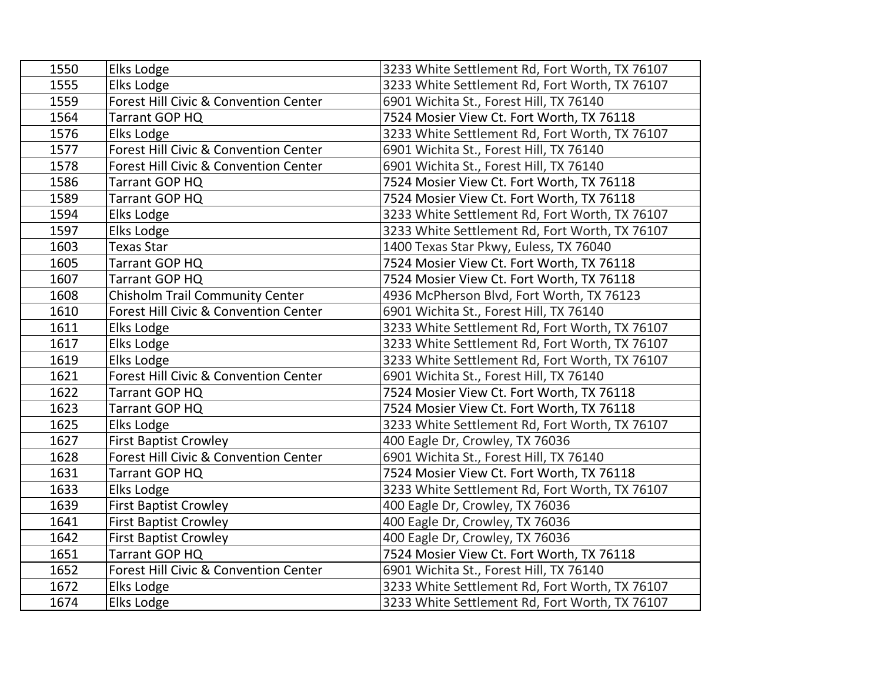| 1550 | Elks Lodge | 3233 White Settlement Rd, Fort Worth, TX 76107 |
|---|---|---|
| 1555 | Elks Lodge | 3233 White Settlement Rd, Fort Worth, TX 76107 |
| 1559 | Forest Hill Civic & Convention Center | 6901 Wichita St., Forest Hill, TX 76140 |
| 1564 | Tarrant GOP HQ | 7524 Mosier View Ct. Fort Worth, TX 76118 |
| 1576 | Elks Lodge | 3233 White Settlement Rd, Fort Worth, TX 76107 |
| 1577 | Forest Hill Civic & Convention Center | 6901 Wichita St., Forest Hill, TX 76140 |
| 1578 | Forest Hill Civic & Convention Center | 6901 Wichita St., Forest Hill, TX 76140 |
| 1586 | Tarrant GOP HQ | 7524 Mosier View Ct. Fort Worth, TX 76118 |
| 1589 | Tarrant GOP HQ | 7524 Mosier View Ct. Fort Worth, TX 76118 |
| 1594 | Elks Lodge | 3233 White Settlement Rd, Fort Worth, TX 76107 |
| 1597 | Elks Lodge | 3233 White Settlement Rd, Fort Worth, TX 76107 |
| 1603 | Texas Star | 1400 Texas Star Pkwy, Euless, TX 76040 |
| 1605 | Tarrant GOP HQ | 7524 Mosier View Ct. Fort Worth, TX 76118 |
| 1607 | Tarrant GOP HQ | 7524 Mosier View Ct. Fort Worth, TX 76118 |
| 1608 | Chisholm Trail Community Center | 4936 McPherson Blvd, Fort Worth, TX 76123 |
| 1610 | Forest Hill Civic & Convention Center | 6901 Wichita St., Forest Hill, TX 76140 |
| 1611 | Elks Lodge | 3233 White Settlement Rd, Fort Worth, TX 76107 |
| 1617 | Elks Lodge | 3233 White Settlement Rd, Fort Worth, TX 76107 |
| 1619 | Elks Lodge | 3233 White Settlement Rd, Fort Worth, TX 76107 |
| 1621 | Forest Hill Civic & Convention Center | 6901 Wichita St., Forest Hill, TX 76140 |
| 1622 | Tarrant GOP HQ | 7524 Mosier View Ct. Fort Worth, TX 76118 |
| 1623 | Tarrant GOP HQ | 7524 Mosier View Ct. Fort Worth, TX 76118 |
| 1625 | Elks Lodge | 3233 White Settlement Rd, Fort Worth, TX 76107 |
| 1627 | First Baptist Crowley | 400 Eagle Dr, Crowley, TX 76036 |
| 1628 | Forest Hill Civic & Convention Center | 6901 Wichita St., Forest Hill, TX 76140 |
| 1631 | Tarrant GOP HQ | 7524 Mosier View Ct. Fort Worth, TX 76118 |
| 1633 | Elks Lodge | 3233 White Settlement Rd, Fort Worth, TX 76107 |
| 1639 | First Baptist Crowley | 400 Eagle Dr, Crowley, TX 76036 |
| 1641 | First Baptist Crowley | 400 Eagle Dr, Crowley, TX 76036 |
| 1642 | First Baptist Crowley | 400 Eagle Dr, Crowley, TX 76036 |
| 1651 | Tarrant GOP HQ | 7524 Mosier View Ct. Fort Worth, TX 76118 |
| 1652 | Forest Hill Civic & Convention Center | 6901 Wichita St., Forest Hill, TX 76140 |
| 1672 | Elks Lodge | 3233 White Settlement Rd, Fort Worth, TX 76107 |
| 1674 | Elks Lodge | 3233 White Settlement Rd, Fort Worth, TX 76107 |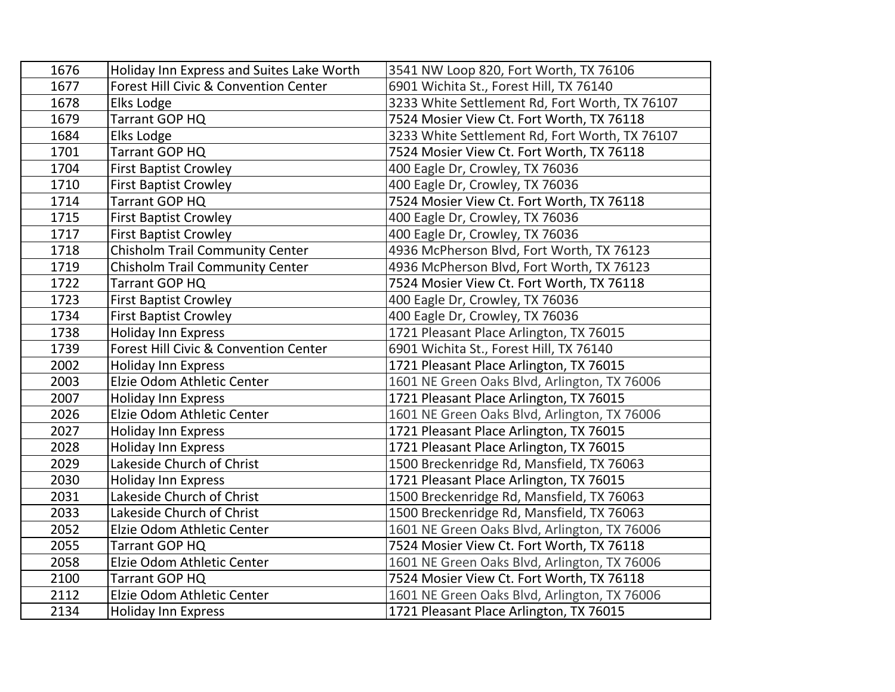| 1676 | Holiday Inn Express and Suites Lake Worth | 3541 NW Loop 820, Fort Worth, TX 76106 |
|---|---|---|
| 1677 | Forest Hill Civic & Convention Center | 6901 Wichita St., Forest Hill, TX 76140 |
| 1678 | Elks Lodge | 3233 White Settlement Rd, Fort Worth, TX 76107 |
| 1679 | Tarrant GOP HQ | 7524 Mosier View Ct. Fort Worth, TX 76118 |
| 1684 | Elks Lodge | 3233 White Settlement Rd, Fort Worth, TX 76107 |
| 1701 | Tarrant GOP HQ | 7524 Mosier View Ct. Fort Worth, TX 76118 |
| 1704 | First Baptist Crowley | 400 Eagle Dr, Crowley, TX 76036 |
| 1710 | First Baptist Crowley | 400 Eagle Dr, Crowley, TX 76036 |
| 1714 | Tarrant GOP HQ | 7524 Mosier View Ct. Fort Worth, TX 76118 |
| 1715 | First Baptist Crowley | 400 Eagle Dr, Crowley, TX 76036 |
| 1717 | First Baptist Crowley | 400 Eagle Dr, Crowley, TX 76036 |
| 1718 | Chisholm Trail Community Center | 4936 McPherson Blvd, Fort Worth, TX 76123 |
| 1719 | Chisholm Trail Community Center | 4936 McPherson Blvd, Fort Worth, TX 76123 |
| 1722 | Tarrant GOP HQ | 7524 Mosier View Ct. Fort Worth, TX 76118 |
| 1723 | First Baptist Crowley | 400 Eagle Dr, Crowley, TX 76036 |
| 1734 | First Baptist Crowley | 400 Eagle Dr, Crowley, TX 76036 |
| 1738 | Holiday Inn Express | 1721 Pleasant Place Arlington, TX 76015 |
| 1739 | Forest Hill Civic & Convention Center | 6901 Wichita St., Forest Hill, TX 76140 |
| 2002 | Holiday Inn Express | 1721 Pleasant Place Arlington, TX 76015 |
| 2003 | Elzie Odom Athletic Center | 1601 NE Green Oaks Blvd, Arlington, TX 76006 |
| 2007 | Holiday Inn Express | 1721 Pleasant Place Arlington, TX 76015 |
| 2026 | Elzie Odom Athletic Center | 1601 NE Green Oaks Blvd, Arlington, TX 76006 |
| 2027 | Holiday Inn Express | 1721 Pleasant Place Arlington, TX 76015 |
| 2028 | Holiday Inn Express | 1721 Pleasant Place Arlington, TX 76015 |
| 2029 | Lakeside Church of Christ | 1500 Breckenridge Rd, Mansfield, TX 76063 |
| 2030 | Holiday Inn Express | 1721 Pleasant Place Arlington, TX 76015 |
| 2031 | Lakeside Church of Christ | 1500 Breckenridge Rd, Mansfield, TX 76063 |
| 2033 | Lakeside Church of Christ | 1500 Breckenridge Rd, Mansfield, TX 76063 |
| 2052 | Elzie Odom Athletic Center | 1601 NE Green Oaks Blvd, Arlington, TX 76006 |
| 2055 | Tarrant GOP HQ | 7524 Mosier View Ct. Fort Worth, TX 76118 |
| 2058 | Elzie Odom Athletic Center | 1601 NE Green Oaks Blvd, Arlington, TX 76006 |
| 2100 | Tarrant GOP HQ | 7524 Mosier View Ct. Fort Worth, TX 76118 |
| 2112 | Elzie Odom Athletic Center | 1601 NE Green Oaks Blvd, Arlington, TX 76006 |
| 2134 | Holiday Inn Express | 1721 Pleasant Place Arlington, TX 76015 |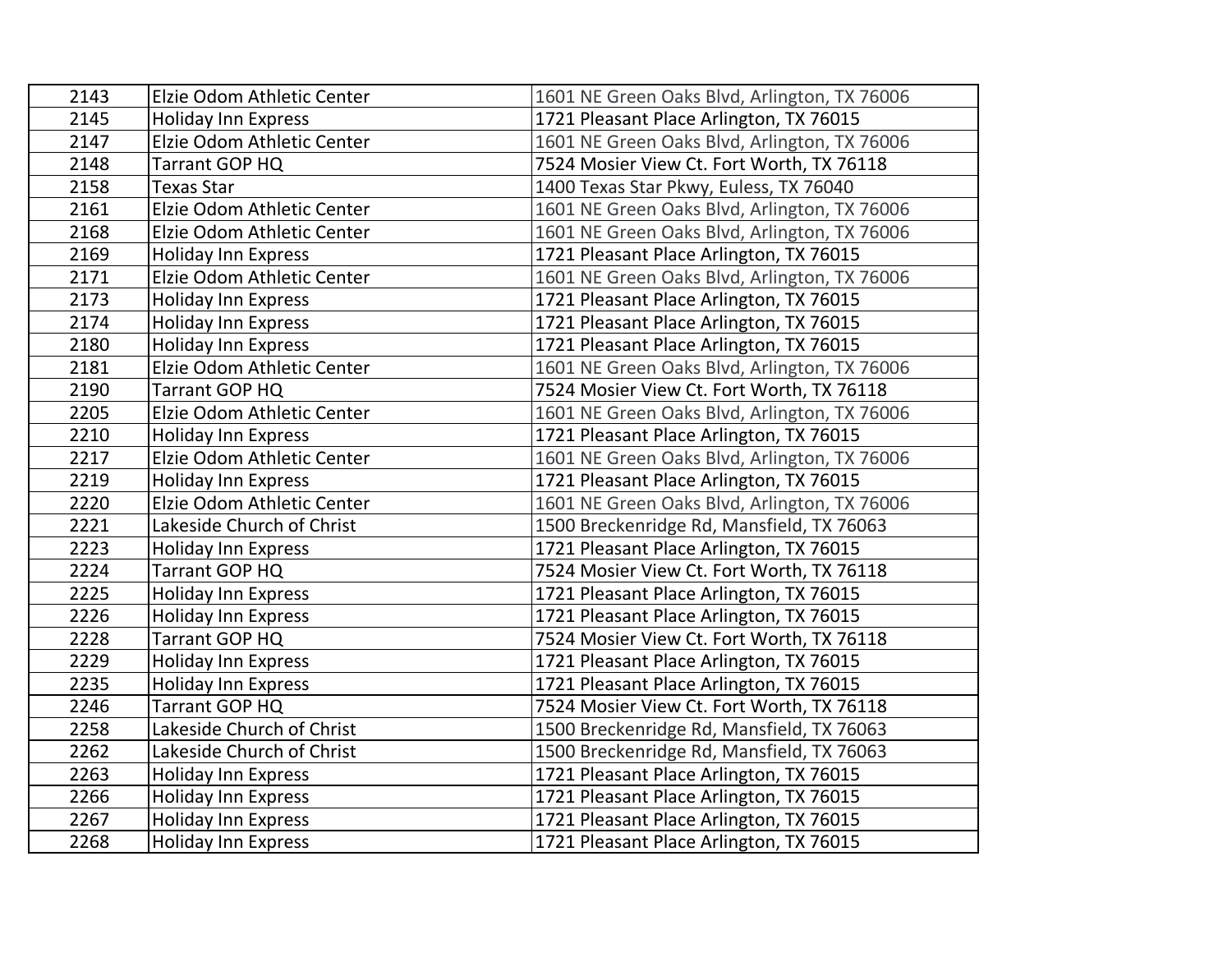| | | |
|---|---|---|
| 2143 | Elzie Odom Athletic Center | 1601 NE Green Oaks Blvd, Arlington, TX 76006 |
| 2145 | Holiday Inn Express | 1721 Pleasant Place Arlington, TX 76015 |
| 2147 | Elzie Odom Athletic Center | 1601 NE Green Oaks Blvd, Arlington, TX 76006 |
| 2148 | Tarrant GOP HQ | 7524 Mosier View Ct. Fort Worth, TX 76118 |
| 2158 | Texas Star | 1400 Texas Star Pkwy, Euless, TX 76040 |
| 2161 | Elzie Odom Athletic Center | 1601 NE Green Oaks Blvd, Arlington, TX 76006 |
| 2168 | Elzie Odom Athletic Center | 1601 NE Green Oaks Blvd, Arlington, TX 76006 |
| 2169 | Holiday Inn Express | 1721 Pleasant Place Arlington, TX 76015 |
| 2171 | Elzie Odom Athletic Center | 1601 NE Green Oaks Blvd, Arlington, TX 76006 |
| 2173 | Holiday Inn Express | 1721 Pleasant Place Arlington, TX 76015 |
| 2174 | Holiday Inn Express | 1721 Pleasant Place Arlington, TX 76015 |
| 2180 | Holiday Inn Express | 1721 Pleasant Place Arlington, TX 76015 |
| 2181 | Elzie Odom Athletic Center | 1601 NE Green Oaks Blvd, Arlington, TX 76006 |
| 2190 | Tarrant GOP HQ | 7524 Mosier View Ct. Fort Worth, TX 76118 |
| 2205 | Elzie Odom Athletic Center | 1601 NE Green Oaks Blvd, Arlington, TX 76006 |
| 2210 | Holiday Inn Express | 1721 Pleasant Place Arlington, TX 76015 |
| 2217 | Elzie Odom Athletic Center | 1601 NE Green Oaks Blvd, Arlington, TX 76006 |
| 2219 | Holiday Inn Express | 1721 Pleasant Place Arlington, TX 76015 |
| 2220 | Elzie Odom Athletic Center | 1601 NE Green Oaks Blvd, Arlington, TX 76006 |
| 2221 | Lakeside Church of Christ | 1500 Breckenridge Rd, Mansfield, TX 76063 |
| 2223 | Holiday Inn Express | 1721 Pleasant Place Arlington, TX 76015 |
| 2224 | Tarrant GOP HQ | 7524 Mosier View Ct. Fort Worth, TX 76118 |
| 2225 | Holiday Inn Express | 1721 Pleasant Place Arlington, TX 76015 |
| 2226 | Holiday Inn Express | 1721 Pleasant Place Arlington, TX 76015 |
| 2228 | Tarrant GOP HQ | 7524 Mosier View Ct. Fort Worth, TX 76118 |
| 2229 | Holiday Inn Express | 1721 Pleasant Place Arlington, TX 76015 |
| 2235 | Holiday Inn Express | 1721 Pleasant Place Arlington, TX 76015 |
| 2246 | Tarrant GOP HQ | 7524 Mosier View Ct. Fort Worth, TX 76118 |
| 2258 | Lakeside Church of Christ | 1500 Breckenridge Rd, Mansfield, TX 76063 |
| 2262 | Lakeside Church of Christ | 1500 Breckenridge Rd, Mansfield, TX 76063 |
| 2263 | Holiday Inn Express | 1721 Pleasant Place Arlington, TX 76015 |
| 2266 | Holiday Inn Express | 1721 Pleasant Place Arlington, TX 76015 |
| 2267 | Holiday Inn Express | 1721 Pleasant Place Arlington, TX 76015 |
| 2268 | Holiday Inn Express | 1721 Pleasant Place Arlington, TX 76015 |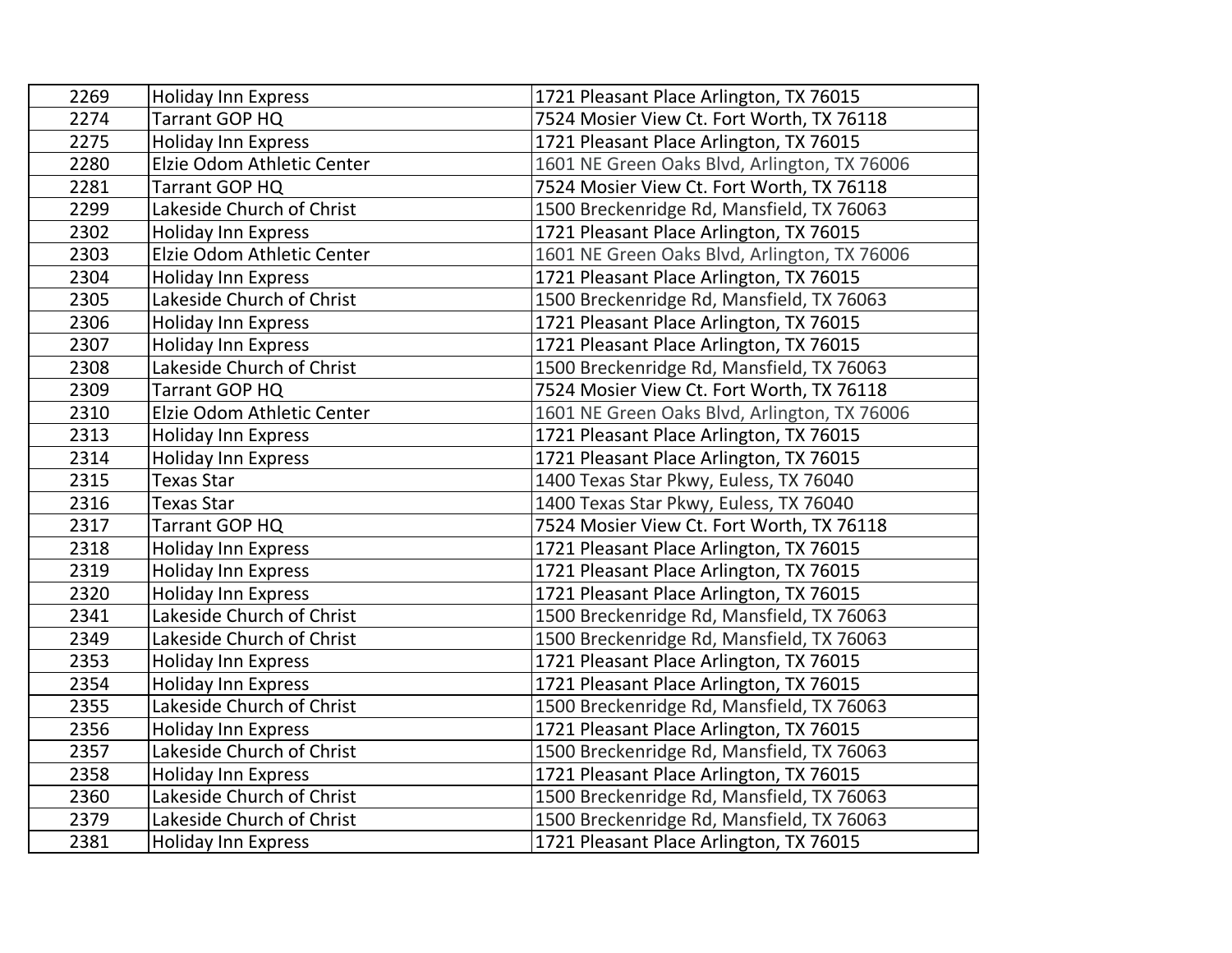| | | |
|---|---|---|
| 2269 | Holiday Inn Express | 1721 Pleasant Place Arlington, TX 76015 |
| 2274 | Tarrant GOP HQ | 7524 Mosier View Ct. Fort Worth, TX 76118 |
| 2275 | Holiday Inn Express | 1721 Pleasant Place Arlington, TX 76015 |
| 2280 | Elzie Odom Athletic Center | 1601 NE Green Oaks Blvd, Arlington, TX 76006 |
| 2281 | Tarrant GOP HQ | 7524 Mosier View Ct. Fort Worth, TX 76118 |
| 2299 | Lakeside Church of Christ | 1500 Breckenridge Rd, Mansfield, TX 76063 |
| 2302 | Holiday Inn Express | 1721 Pleasant Place Arlington, TX 76015 |
| 2303 | Elzie Odom Athletic Center | 1601 NE Green Oaks Blvd, Arlington, TX 76006 |
| 2304 | Holiday Inn Express | 1721 Pleasant Place Arlington, TX 76015 |
| 2305 | Lakeside Church of Christ | 1500 Breckenridge Rd, Mansfield, TX 76063 |
| 2306 | Holiday Inn Express | 1721 Pleasant Place Arlington, TX 76015 |
| 2307 | Holiday Inn Express | 1721 Pleasant Place Arlington, TX 76015 |
| 2308 | Lakeside Church of Christ | 1500 Breckenridge Rd, Mansfield, TX 76063 |
| 2309 | Tarrant GOP HQ | 7524 Mosier View Ct. Fort Worth, TX 76118 |
| 2310 | Elzie Odom Athletic Center | 1601 NE Green Oaks Blvd, Arlington, TX 76006 |
| 2313 | Holiday Inn Express | 1721 Pleasant Place Arlington, TX 76015 |
| 2314 | Holiday Inn Express | 1721 Pleasant Place Arlington, TX 76015 |
| 2315 | Texas Star | 1400 Texas Star Pkwy, Euless, TX 76040 |
| 2316 | Texas Star | 1400 Texas Star Pkwy, Euless, TX 76040 |
| 2317 | Tarrant GOP HQ | 7524 Mosier View Ct. Fort Worth, TX 76118 |
| 2318 | Holiday Inn Express | 1721 Pleasant Place Arlington, TX 76015 |
| 2319 | Holiday Inn Express | 1721 Pleasant Place Arlington, TX 76015 |
| 2320 | Holiday Inn Express | 1721 Pleasant Place Arlington, TX 76015 |
| 2341 | Lakeside Church of Christ | 1500 Breckenridge Rd, Mansfield, TX 76063 |
| 2349 | Lakeside Church of Christ | 1500 Breckenridge Rd, Mansfield, TX 76063 |
| 2353 | Holiday Inn Express | 1721 Pleasant Place Arlington, TX 76015 |
| 2354 | Holiday Inn Express | 1721 Pleasant Place Arlington, TX 76015 |
| 2355 | Lakeside Church of Christ | 1500 Breckenridge Rd, Mansfield, TX 76063 |
| 2356 | Holiday Inn Express | 1721 Pleasant Place Arlington, TX 76015 |
| 2357 | Lakeside Church of Christ | 1500 Breckenridge Rd, Mansfield, TX 76063 |
| 2358 | Holiday Inn Express | 1721 Pleasant Place Arlington, TX 76015 |
| 2360 | Lakeside Church of Christ | 1500 Breckenridge Rd, Mansfield, TX 76063 |
| 2379 | Lakeside Church of Christ | 1500 Breckenridge Rd, Mansfield, TX 76063 |
| 2381 | Holiday Inn Express | 1721 Pleasant Place Arlington, TX 76015 |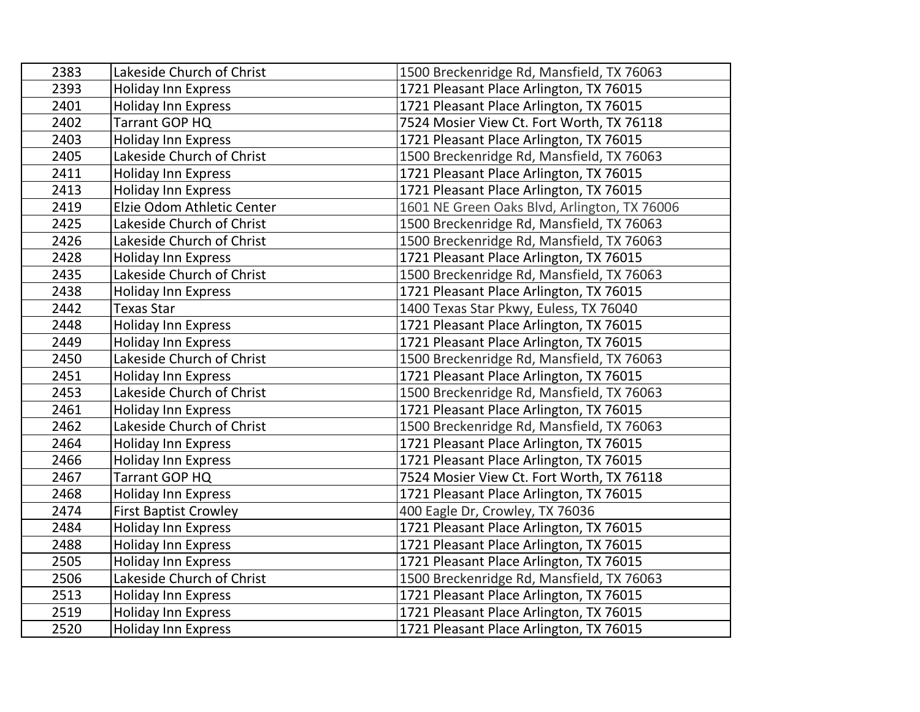| 2383 | Lakeside Church of Christ | 1500 Breckenridge Rd, Mansfield, TX 76063 |
|---|---|---|
| 2393 | Holiday Inn Express | 1721 Pleasant Place Arlington, TX 76015 |
| 2401 | Holiday Inn Express | 1721 Pleasant Place Arlington, TX 76015 |
| 2402 | Tarrant GOP HQ | 7524 Mosier View Ct. Fort Worth, TX 76118 |
| 2403 | Holiday Inn Express | 1721 Pleasant Place Arlington, TX 76015 |
| 2405 | Lakeside Church of Christ | 1500 Breckenridge Rd, Mansfield, TX 76063 |
| 2411 | Holiday Inn Express | 1721 Pleasant Place Arlington, TX 76015 |
| 2413 | Holiday Inn Express | 1721 Pleasant Place Arlington, TX 76015 |
| 2419 | Elzie Odom Athletic Center | 1601 NE Green Oaks Blvd, Arlington, TX 76006 |
| 2425 | Lakeside Church of Christ | 1500 Breckenridge Rd, Mansfield, TX 76063 |
| 2426 | Lakeside Church of Christ | 1500 Breckenridge Rd, Mansfield, TX 76063 |
| 2428 | Holiday Inn Express | 1721 Pleasant Place Arlington, TX 76015 |
| 2435 | Lakeside Church of Christ | 1500 Breckenridge Rd, Mansfield, TX 76063 |
| 2438 | Holiday Inn Express | 1721 Pleasant Place Arlington, TX 76015 |
| 2442 | Texas Star | 1400 Texas Star Pkwy, Euless, TX 76040 |
| 2448 | Holiday Inn Express | 1721 Pleasant Place Arlington, TX 76015 |
| 2449 | Holiday Inn Express | 1721 Pleasant Place Arlington, TX 76015 |
| 2450 | Lakeside Church of Christ | 1500 Breckenridge Rd, Mansfield, TX 76063 |
| 2451 | Holiday Inn Express | 1721 Pleasant Place Arlington, TX 76015 |
| 2453 | Lakeside Church of Christ | 1500 Breckenridge Rd, Mansfield, TX 76063 |
| 2461 | Holiday Inn Express | 1721 Pleasant Place Arlington, TX 76015 |
| 2462 | Lakeside Church of Christ | 1500 Breckenridge Rd, Mansfield, TX 76063 |
| 2464 | Holiday Inn Express | 1721 Pleasant Place Arlington, TX 76015 |
| 2466 | Holiday Inn Express | 1721 Pleasant Place Arlington, TX 76015 |
| 2467 | Tarrant GOP HQ | 7524 Mosier View Ct. Fort Worth, TX 76118 |
| 2468 | Holiday Inn Express | 1721 Pleasant Place Arlington, TX 76015 |
| 2474 | First Baptist Crowley | 400 Eagle Dr, Crowley, TX 76036 |
| 2484 | Holiday Inn Express | 1721 Pleasant Place Arlington, TX 76015 |
| 2488 | Holiday Inn Express | 1721 Pleasant Place Arlington, TX 76015 |
| 2505 | Holiday Inn Express | 1721 Pleasant Place Arlington, TX 76015 |
| 2506 | Lakeside Church of Christ | 1500 Breckenridge Rd, Mansfield, TX 76063 |
| 2513 | Holiday Inn Express | 1721 Pleasant Place Arlington, TX 76015 |
| 2519 | Holiday Inn Express | 1721 Pleasant Place Arlington, TX 76015 |
| 2520 | Holiday Inn Express | 1721 Pleasant Place Arlington, TX 76015 |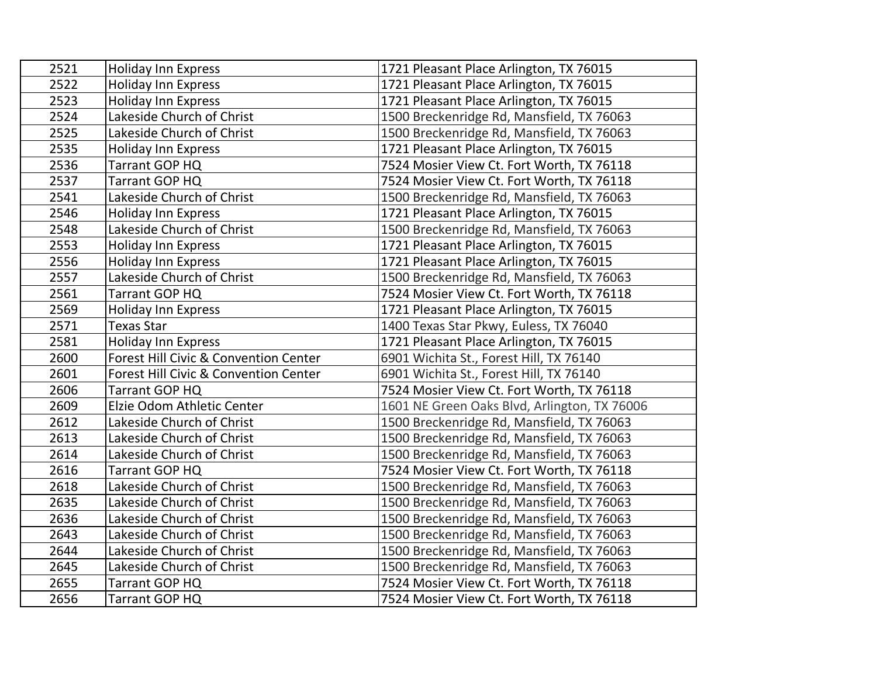| | | |
|---|---|---|
| 2521 | Holiday Inn Express | 1721 Pleasant Place Arlington, TX 76015 |
| 2522 | Holiday Inn Express | 1721 Pleasant Place Arlington, TX 76015 |
| 2523 | Holiday Inn Express | 1721 Pleasant Place Arlington, TX 76015 |
| 2524 | Lakeside Church of Christ | 1500 Breckenridge Rd, Mansfield, TX 76063 |
| 2525 | Lakeside Church of Christ | 1500 Breckenridge Rd, Mansfield, TX 76063 |
| 2535 | Holiday Inn Express | 1721 Pleasant Place Arlington, TX 76015 |
| 2536 | Tarrant GOP HQ | 7524 Mosier View Ct. Fort Worth, TX 76118 |
| 2537 | Tarrant GOP HQ | 7524 Mosier View Ct. Fort Worth, TX 76118 |
| 2541 | Lakeside Church of Christ | 1500 Breckenridge Rd, Mansfield, TX 76063 |
| 2546 | Holiday Inn Express | 1721 Pleasant Place Arlington, TX 76015 |
| 2548 | Lakeside Church of Christ | 1500 Breckenridge Rd, Mansfield, TX 76063 |
| 2553 | Holiday Inn Express | 1721 Pleasant Place Arlington, TX 76015 |
| 2556 | Holiday Inn Express | 1721 Pleasant Place Arlington, TX 76015 |
| 2557 | Lakeside Church of Christ | 1500 Breckenridge Rd, Mansfield, TX 76063 |
| 2561 | Tarrant GOP HQ | 7524 Mosier View Ct. Fort Worth, TX 76118 |
| 2569 | Holiday Inn Express | 1721 Pleasant Place Arlington, TX 76015 |
| 2571 | Texas Star | 1400 Texas Star Pkwy, Euless, TX 76040 |
| 2581 | Holiday Inn Express | 1721 Pleasant Place Arlington, TX 76015 |
| 2600 | Forest Hill Civic & Convention Center | 6901 Wichita St., Forest Hill, TX 76140 |
| 2601 | Forest Hill Civic & Convention Center | 6901 Wichita St., Forest Hill, TX 76140 |
| 2606 | Tarrant GOP HQ | 7524 Mosier View Ct. Fort Worth, TX 76118 |
| 2609 | Elzie Odom Athletic Center | 1601 NE Green Oaks Blvd, Arlington, TX 76006 |
| 2612 | Lakeside Church of Christ | 1500 Breckenridge Rd, Mansfield, TX 76063 |
| 2613 | Lakeside Church of Christ | 1500 Breckenridge Rd, Mansfield, TX 76063 |
| 2614 | Lakeside Church of Christ | 1500 Breckenridge Rd, Mansfield, TX 76063 |
| 2616 | Tarrant GOP HQ | 7524 Mosier View Ct. Fort Worth, TX 76118 |
| 2618 | Lakeside Church of Christ | 1500 Breckenridge Rd, Mansfield, TX 76063 |
| 2635 | Lakeside Church of Christ | 1500 Breckenridge Rd, Mansfield, TX 76063 |
| 2636 | Lakeside Church of Christ | 1500 Breckenridge Rd, Mansfield, TX 76063 |
| 2643 | Lakeside Church of Christ | 1500 Breckenridge Rd, Mansfield, TX 76063 |
| 2644 | Lakeside Church of Christ | 1500 Breckenridge Rd, Mansfield, TX 76063 |
| 2645 | Lakeside Church of Christ | 1500 Breckenridge Rd, Mansfield, TX 76063 |
| 2655 | Tarrant GOP HQ | 7524 Mosier View Ct. Fort Worth, TX 76118 |
| 2656 | Tarrant GOP HQ | 7524 Mosier View Ct. Fort Worth, TX 76118 |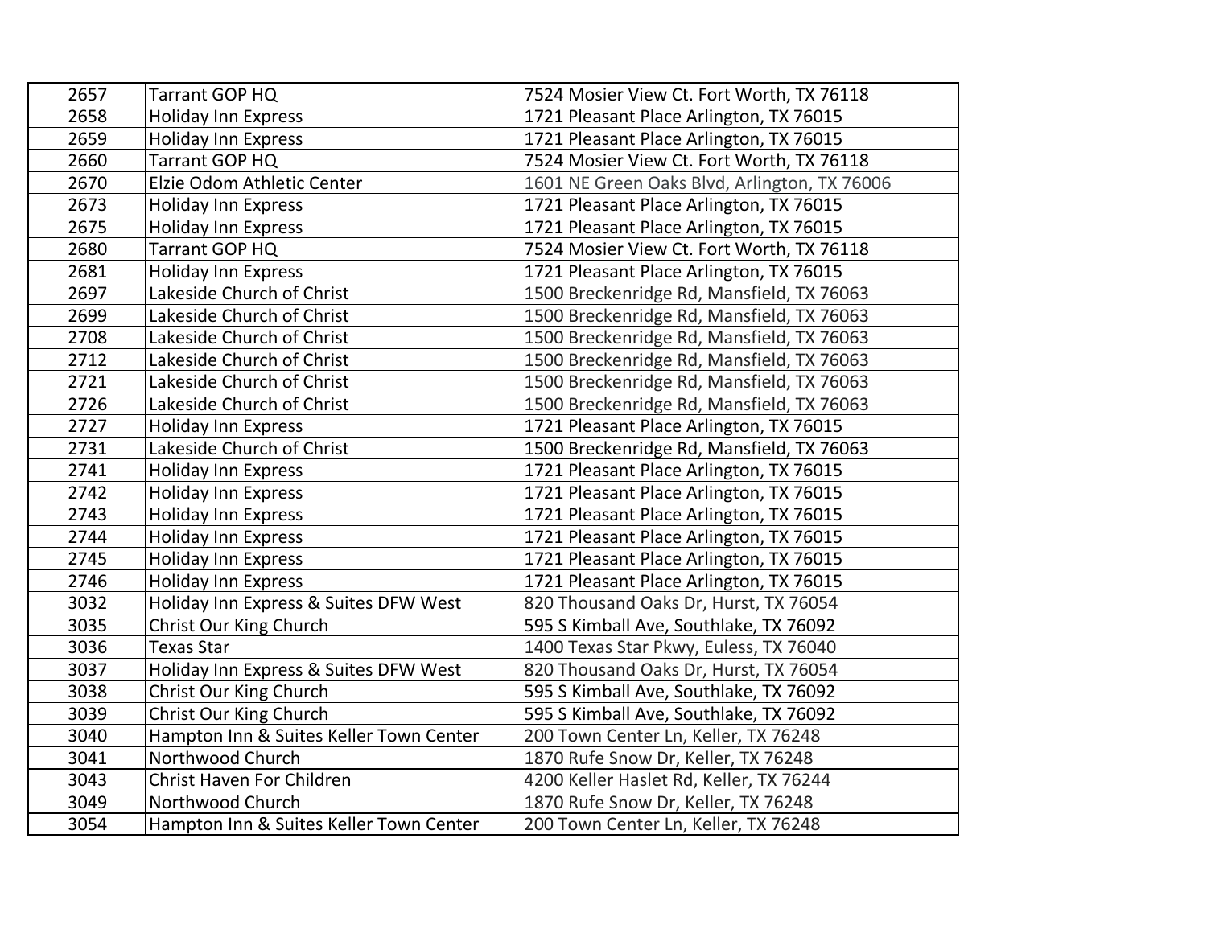| | | |
|---|---|---|
| 2657 | Tarrant GOP HQ | 7524 Mosier View Ct. Fort Worth, TX 76118 |
| 2658 | Holiday Inn Express | 1721 Pleasant Place Arlington, TX 76015 |
| 2659 | Holiday Inn Express | 1721 Pleasant Place Arlington, TX 76015 |
| 2660 | Tarrant GOP HQ | 7524 Mosier View Ct. Fort Worth, TX 76118 |
| 2670 | Elzie Odom Athletic Center | 1601 NE Green Oaks Blvd, Arlington, TX 76006 |
| 2673 | Holiday Inn Express | 1721 Pleasant Place Arlington, TX 76015 |
| 2675 | Holiday Inn Express | 1721 Pleasant Place Arlington, TX 76015 |
| 2680 | Tarrant GOP HQ | 7524 Mosier View Ct. Fort Worth, TX 76118 |
| 2681 | Holiday Inn Express | 1721 Pleasant Place Arlington, TX 76015 |
| 2697 | Lakeside Church of Christ | 1500 Breckenridge Rd, Mansfield, TX 76063 |
| 2699 | Lakeside Church of Christ | 1500 Breckenridge Rd, Mansfield, TX 76063 |
| 2708 | Lakeside Church of Christ | 1500 Breckenridge Rd, Mansfield, TX 76063 |
| 2712 | Lakeside Church of Christ | 1500 Breckenridge Rd, Mansfield, TX 76063 |
| 2721 | Lakeside Church of Christ | 1500 Breckenridge Rd, Mansfield, TX 76063 |
| 2726 | Lakeside Church of Christ | 1500 Breckenridge Rd, Mansfield, TX 76063 |
| 2727 | Holiday Inn Express | 1721 Pleasant Place Arlington, TX 76015 |
| 2731 | Lakeside Church of Christ | 1500 Breckenridge Rd, Mansfield, TX 76063 |
| 2741 | Holiday Inn Express | 1721 Pleasant Place Arlington, TX 76015 |
| 2742 | Holiday Inn Express | 1721 Pleasant Place Arlington, TX 76015 |
| 2743 | Holiday Inn Express | 1721 Pleasant Place Arlington, TX 76015 |
| 2744 | Holiday Inn Express | 1721 Pleasant Place Arlington, TX 76015 |
| 2745 | Holiday Inn Express | 1721 Pleasant Place Arlington, TX 76015 |
| 2746 | Holiday Inn Express | 1721 Pleasant Place Arlington, TX 76015 |
| 3032 | Holiday Inn Express & Suites DFW West | 820 Thousand Oaks Dr, Hurst, TX 76054 |
| 3035 | Christ Our King Church | 595 S Kimball Ave, Southlake, TX 76092 |
| 3036 | Texas Star | 1400 Texas Star Pkwy, Euless, TX 76040 |
| 3037 | Holiday Inn Express & Suites DFW West | 820 Thousand Oaks Dr, Hurst, TX 76054 |
| 3038 | Christ Our King Church | 595 S Kimball Ave, Southlake, TX 76092 |
| 3039 | Christ Our King Church | 595 S Kimball Ave, Southlake, TX 76092 |
| 3040 | Hampton Inn & Suites Keller Town Center | 200 Town Center Ln, Keller, TX 76248 |
| 3041 | Northwood Church | 1870 Rufe Snow Dr, Keller, TX 76248 |
| 3043 | Christ Haven For Children | 4200 Keller Haslet Rd, Keller, TX 76244 |
| 3049 | Northwood Church | 1870 Rufe Snow Dr, Keller, TX 76248 |
| 3054 | Hampton Inn & Suites Keller Town Center | 200 Town Center Ln, Keller, TX 76248 |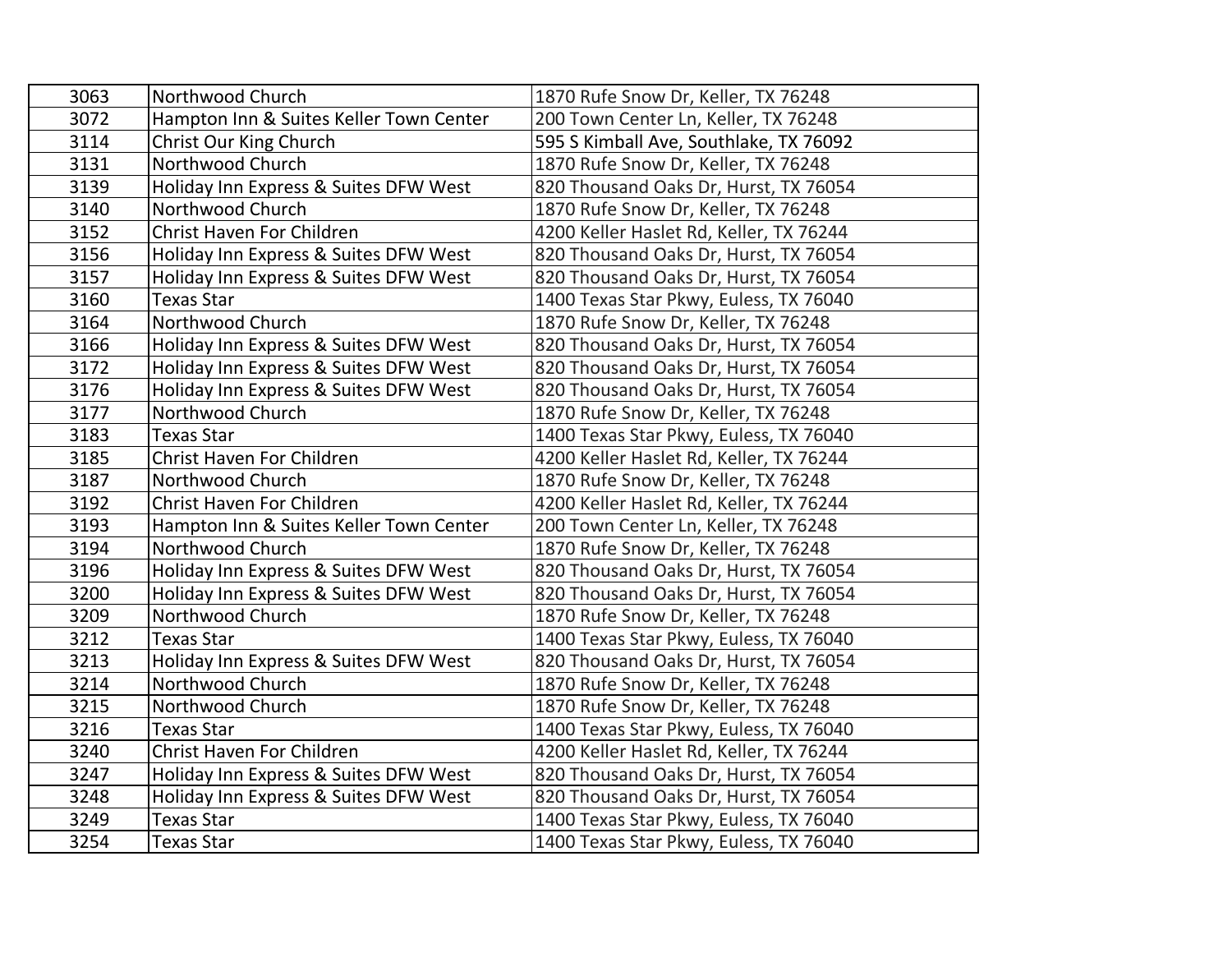| | | |
|---|---|---|
| 3063 | Northwood Church | 1870 Rufe Snow Dr, Keller, TX 76248 |
| 3072 | Hampton Inn & Suites Keller Town Center | 200 Town Center Ln, Keller, TX 76248 |
| 3114 | Christ Our King Church | 595 S Kimball Ave, Southlake, TX 76092 |
| 3131 | Northwood Church | 1870 Rufe Snow Dr, Keller, TX 76248 |
| 3139 | Holiday Inn Express & Suites DFW West | 820 Thousand Oaks Dr, Hurst, TX 76054 |
| 3140 | Northwood Church | 1870 Rufe Snow Dr, Keller, TX 76248 |
| 3152 | Christ Haven For Children | 4200 Keller Haslet Rd, Keller, TX 76244 |
| 3156 | Holiday Inn Express & Suites DFW West | 820 Thousand Oaks Dr, Hurst, TX 76054 |
| 3157 | Holiday Inn Express & Suites DFW West | 820 Thousand Oaks Dr, Hurst, TX 76054 |
| 3160 | Texas Star | 1400 Texas Star Pkwy, Euless, TX 76040 |
| 3164 | Northwood Church | 1870 Rufe Snow Dr, Keller, TX 76248 |
| 3166 | Holiday Inn Express & Suites DFW West | 820 Thousand Oaks Dr, Hurst, TX 76054 |
| 3172 | Holiday Inn Express & Suites DFW West | 820 Thousand Oaks Dr, Hurst, TX 76054 |
| 3176 | Holiday Inn Express & Suites DFW West | 820 Thousand Oaks Dr, Hurst, TX 76054 |
| 3177 | Northwood Church | 1870 Rufe Snow Dr, Keller, TX 76248 |
| 3183 | Texas Star | 1400 Texas Star Pkwy, Euless, TX 76040 |
| 3185 | Christ Haven For Children | 4200 Keller Haslet Rd, Keller, TX 76244 |
| 3187 | Northwood Church | 1870 Rufe Snow Dr, Keller, TX 76248 |
| 3192 | Christ Haven For Children | 4200 Keller Haslet Rd, Keller, TX 76244 |
| 3193 | Hampton Inn & Suites Keller Town Center | 200 Town Center Ln, Keller, TX 76248 |
| 3194 | Northwood Church | 1870 Rufe Snow Dr, Keller, TX 76248 |
| 3196 | Holiday Inn Express & Suites DFW West | 820 Thousand Oaks Dr, Hurst, TX 76054 |
| 3200 | Holiday Inn Express & Suites DFW West | 820 Thousand Oaks Dr, Hurst, TX 76054 |
| 3209 | Northwood Church | 1870 Rufe Snow Dr, Keller, TX 76248 |
| 3212 | Texas Star | 1400 Texas Star Pkwy, Euless, TX 76040 |
| 3213 | Holiday Inn Express & Suites DFW West | 820 Thousand Oaks Dr, Hurst, TX 76054 |
| 3214 | Northwood Church | 1870 Rufe Snow Dr, Keller, TX 76248 |
| 3215 | Northwood Church | 1870 Rufe Snow Dr, Keller, TX 76248 |
| 3216 | Texas Star | 1400 Texas Star Pkwy, Euless, TX 76040 |
| 3240 | Christ Haven For Children | 4200 Keller Haslet Rd, Keller, TX 76244 |
| 3247 | Holiday Inn Express & Suites DFW West | 820 Thousand Oaks Dr, Hurst, TX 76054 |
| 3248 | Holiday Inn Express & Suites DFW West | 820 Thousand Oaks Dr, Hurst, TX 76054 |
| 3249 | Texas Star | 1400 Texas Star Pkwy, Euless, TX 76040 |
| 3254 | Texas Star | 1400 Texas Star Pkwy, Euless, TX 76040 |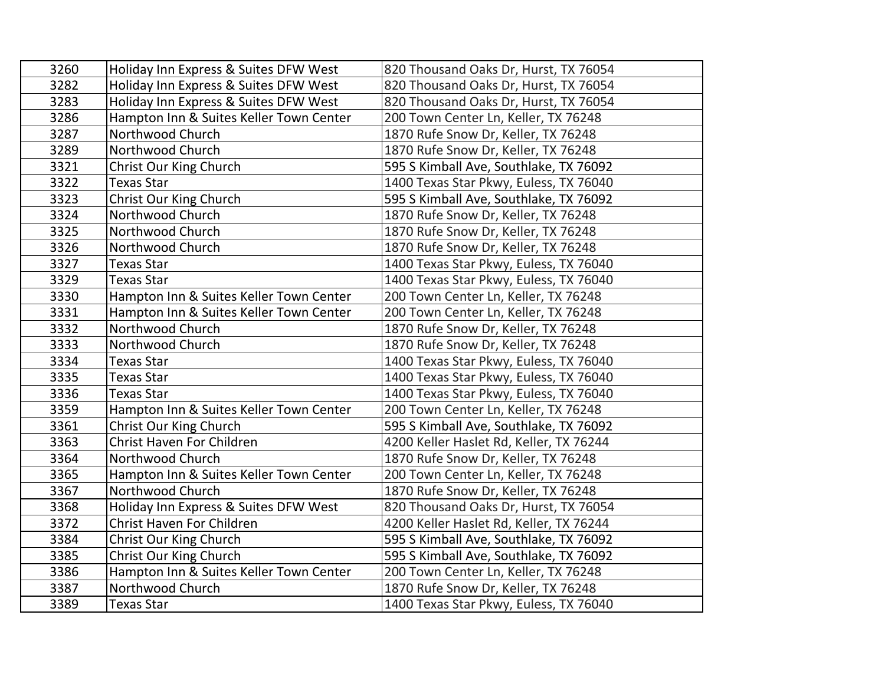| | | |
|---|---|---|
| 3260 | Holiday Inn Express & Suites DFW West | 820 Thousand Oaks Dr, Hurst, TX 76054 |
| 3282 | Holiday Inn Express & Suites DFW West | 820 Thousand Oaks Dr, Hurst, TX 76054 |
| 3283 | Holiday Inn Express & Suites DFW West | 820 Thousand Oaks Dr, Hurst, TX 76054 |
| 3286 | Hampton Inn & Suites Keller Town Center | 200 Town Center Ln, Keller, TX 76248 |
| 3287 | Northwood Church | 1870 Rufe Snow Dr, Keller, TX 76248 |
| 3289 | Northwood Church | 1870 Rufe Snow Dr, Keller, TX 76248 |
| 3321 | Christ Our King Church | 595 S Kimball Ave, Southlake, TX 76092 |
| 3322 | Texas Star | 1400 Texas Star Pkwy, Euless, TX 76040 |
| 3323 | Christ Our King Church | 595 S Kimball Ave, Southlake, TX 76092 |
| 3324 | Northwood Church | 1870 Rufe Snow Dr, Keller, TX 76248 |
| 3325 | Northwood Church | 1870 Rufe Snow Dr, Keller, TX 76248 |
| 3326 | Northwood Church | 1870 Rufe Snow Dr, Keller, TX 76248 |
| 3327 | Texas Star | 1400 Texas Star Pkwy, Euless, TX 76040 |
| 3329 | Texas Star | 1400 Texas Star Pkwy, Euless, TX 76040 |
| 3330 | Hampton Inn & Suites Keller Town Center | 200 Town Center Ln, Keller, TX 76248 |
| 3331 | Hampton Inn & Suites Keller Town Center | 200 Town Center Ln, Keller, TX 76248 |
| 3332 | Northwood Church | 1870 Rufe Snow Dr, Keller, TX 76248 |
| 3333 | Northwood Church | 1870 Rufe Snow Dr, Keller, TX 76248 |
| 3334 | Texas Star | 1400 Texas Star Pkwy, Euless, TX 76040 |
| 3335 | Texas Star | 1400 Texas Star Pkwy, Euless, TX 76040 |
| 3336 | Texas Star | 1400 Texas Star Pkwy, Euless, TX 76040 |
| 3359 | Hampton Inn & Suites Keller Town Center | 200 Town Center Ln, Keller, TX 76248 |
| 3361 | Christ Our King Church | 595 S Kimball Ave, Southlake, TX 76092 |
| 3363 | Christ Haven For Children | 4200 Keller Haslet Rd, Keller, TX 76244 |
| 3364 | Northwood Church | 1870 Rufe Snow Dr, Keller, TX 76248 |
| 3365 | Hampton Inn & Suites Keller Town Center | 200 Town Center Ln, Keller, TX 76248 |
| 3367 | Northwood Church | 1870 Rufe Snow Dr, Keller, TX 76248 |
| 3368 | Holiday Inn Express & Suites DFW West | 820 Thousand Oaks Dr, Hurst, TX 76054 |
| 3372 | Christ Haven For Children | 4200 Keller Haslet Rd, Keller, TX 76244 |
| 3384 | Christ Our King Church | 595 S Kimball Ave, Southlake, TX 76092 |
| 3385 | Christ Our King Church | 595 S Kimball Ave, Southlake, TX 76092 |
| 3386 | Hampton Inn & Suites Keller Town Center | 200 Town Center Ln, Keller, TX 76248 |
| 3387 | Northwood Church | 1870 Rufe Snow Dr, Keller, TX 76248 |
| 3389 | Texas Star | 1400 Texas Star Pkwy, Euless, TX 76040 |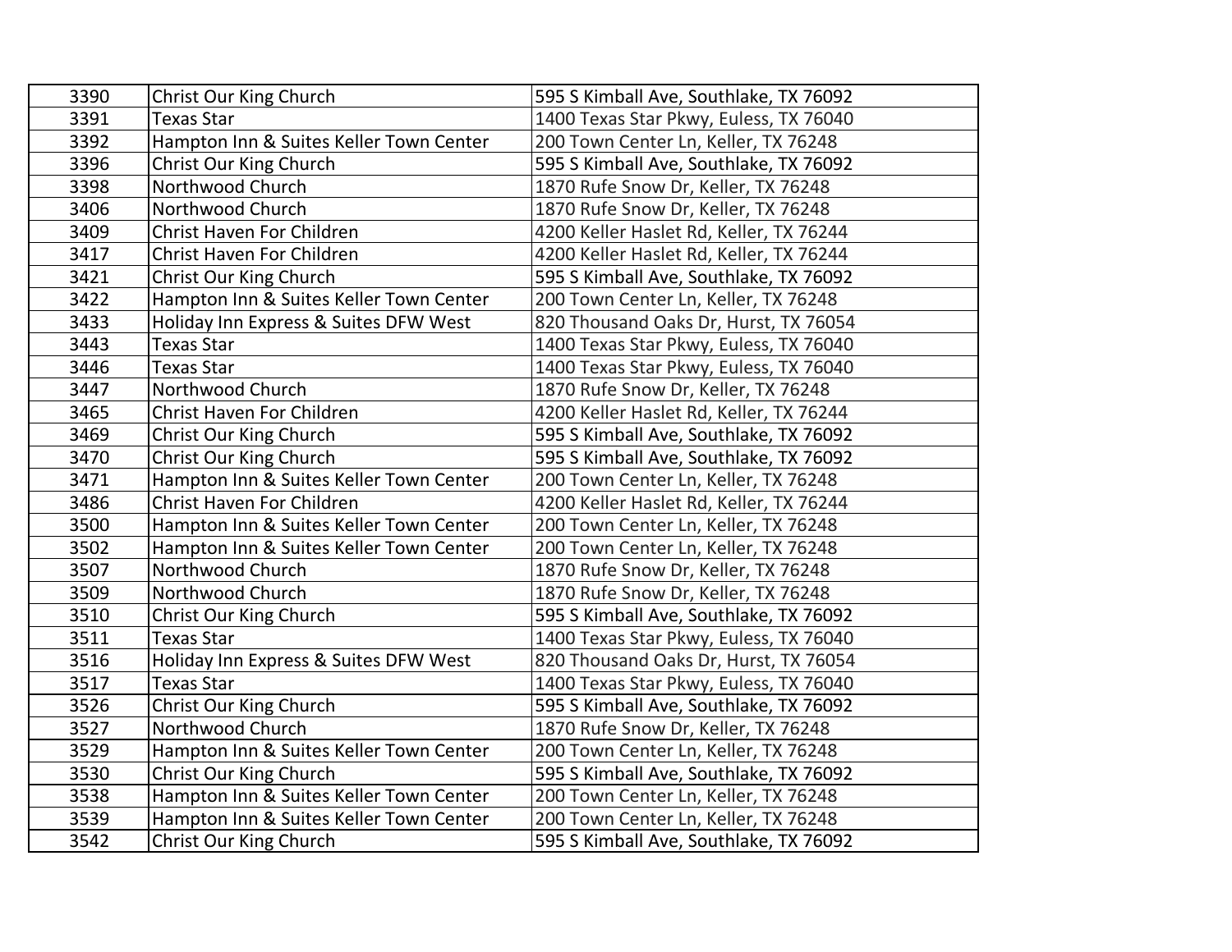| | | |
|---|---|---|
| 3390 | Christ Our King Church | 595 S Kimball Ave, Southlake, TX 76092 |
| 3391 | Texas Star | 1400 Texas Star Pkwy, Euless, TX 76040 |
| 3392 | Hampton Inn & Suites Keller Town Center | 200 Town Center Ln, Keller, TX 76248 |
| 3396 | Christ Our King Church | 595 S Kimball Ave, Southlake, TX 76092 |
| 3398 | Northwood Church | 1870 Rufe Snow Dr, Keller, TX 76248 |
| 3406 | Northwood Church | 1870 Rufe Snow Dr, Keller, TX 76248 |
| 3409 | Christ Haven For Children | 4200 Keller Haslet Rd, Keller, TX 76244 |
| 3417 | Christ Haven For Children | 4200 Keller Haslet Rd, Keller, TX 76244 |
| 3421 | Christ Our King Church | 595 S Kimball Ave, Southlake, TX 76092 |
| 3422 | Hampton Inn & Suites Keller Town Center | 200 Town Center Ln, Keller, TX 76248 |
| 3433 | Holiday Inn Express & Suites DFW West | 820 Thousand Oaks Dr, Hurst, TX 76054 |
| 3443 | Texas Star | 1400 Texas Star Pkwy, Euless, TX 76040 |
| 3446 | Texas Star | 1400 Texas Star Pkwy, Euless, TX 76040 |
| 3447 | Northwood Church | 1870 Rufe Snow Dr, Keller, TX 76248 |
| 3465 | Christ Haven For Children | 4200 Keller Haslet Rd, Keller, TX 76244 |
| 3469 | Christ Our King Church | 595 S Kimball Ave, Southlake, TX 76092 |
| 3470 | Christ Our King Church | 595 S Kimball Ave, Southlake, TX 76092 |
| 3471 | Hampton Inn & Suites Keller Town Center | 200 Town Center Ln, Keller, TX 76248 |
| 3486 | Christ Haven For Children | 4200 Keller Haslet Rd, Keller, TX 76244 |
| 3500 | Hampton Inn & Suites Keller Town Center | 200 Town Center Ln, Keller, TX 76248 |
| 3502 | Hampton Inn & Suites Keller Town Center | 200 Town Center Ln, Keller, TX 76248 |
| 3507 | Northwood Church | 1870 Rufe Snow Dr, Keller, TX 76248 |
| 3509 | Northwood Church | 1870 Rufe Snow Dr, Keller, TX 76248 |
| 3510 | Christ Our King Church | 595 S Kimball Ave, Southlake, TX 76092 |
| 3511 | Texas Star | 1400 Texas Star Pkwy, Euless, TX 76040 |
| 3516 | Holiday Inn Express & Suites DFW West | 820 Thousand Oaks Dr, Hurst, TX 76054 |
| 3517 | Texas Star | 1400 Texas Star Pkwy, Euless, TX 76040 |
| 3526 | Christ Our King Church | 595 S Kimball Ave, Southlake, TX 76092 |
| 3527 | Northwood Church | 1870 Rufe Snow Dr, Keller, TX 76248 |
| 3529 | Hampton Inn & Suites Keller Town Center | 200 Town Center Ln, Keller, TX 76248 |
| 3530 | Christ Our King Church | 595 S Kimball Ave, Southlake, TX 76092 |
| 3538 | Hampton Inn & Suites Keller Town Center | 200 Town Center Ln, Keller, TX 76248 |
| 3539 | Hampton Inn & Suites Keller Town Center | 200 Town Center Ln, Keller, TX 76248 |
| 3542 | Christ Our King Church | 595 S Kimball Ave, Southlake, TX 76092 |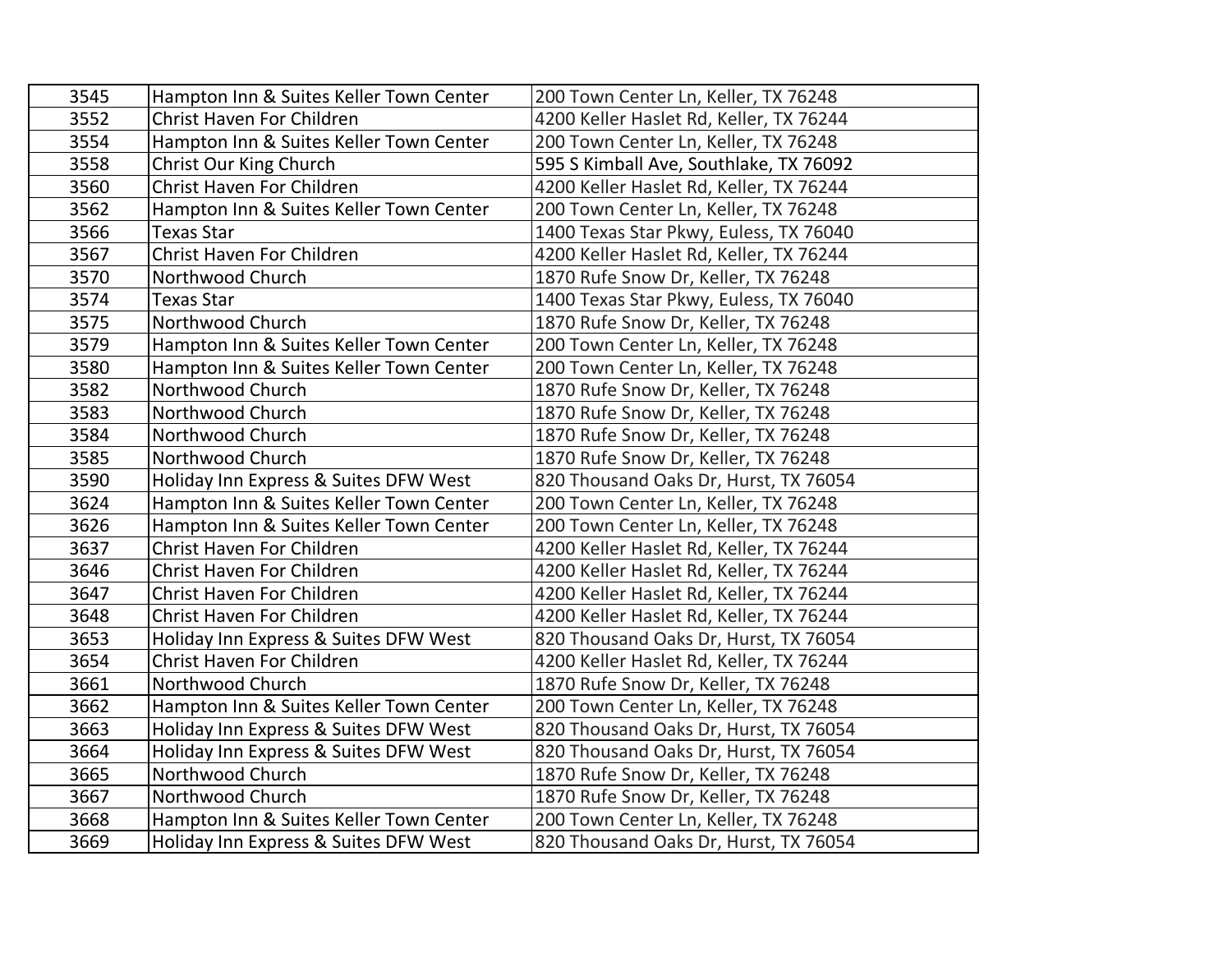| | | |
|---|---|---|
| 3545 | Hampton Inn & Suites Keller Town Center | 200 Town Center Ln, Keller, TX 76248 |
| 3552 | Christ Haven For Children | 4200 Keller Haslet Rd, Keller, TX 76244 |
| 3554 | Hampton Inn & Suites Keller Town Center | 200 Town Center Ln, Keller, TX 76248 |
| 3558 | Christ Our King Church | 595 S Kimball Ave, Southlake, TX 76092 |
| 3560 | Christ Haven For Children | 4200 Keller Haslet Rd, Keller, TX 76244 |
| 3562 | Hampton Inn & Suites Keller Town Center | 200 Town Center Ln, Keller, TX 76248 |
| 3566 | Texas Star | 1400 Texas Star Pkwy, Euless, TX 76040 |
| 3567 | Christ Haven For Children | 4200 Keller Haslet Rd, Keller, TX 76244 |
| 3570 | Northwood Church | 1870 Rufe Snow Dr, Keller, TX 76248 |
| 3574 | Texas Star | 1400 Texas Star Pkwy, Euless, TX 76040 |
| 3575 | Northwood Church | 1870 Rufe Snow Dr, Keller, TX 76248 |
| 3579 | Hampton Inn & Suites Keller Town Center | 200 Town Center Ln, Keller, TX 76248 |
| 3580 | Hampton Inn & Suites Keller Town Center | 200 Town Center Ln, Keller, TX 76248 |
| 3582 | Northwood Church | 1870 Rufe Snow Dr, Keller, TX 76248 |
| 3583 | Northwood Church | 1870 Rufe Snow Dr, Keller, TX 76248 |
| 3584 | Northwood Church | 1870 Rufe Snow Dr, Keller, TX 76248 |
| 3585 | Northwood Church | 1870 Rufe Snow Dr, Keller, TX 76248 |
| 3590 | Holiday Inn Express & Suites DFW West | 820 Thousand Oaks Dr, Hurst, TX 76054 |
| 3624 | Hampton Inn & Suites Keller Town Center | 200 Town Center Ln, Keller, TX 76248 |
| 3626 | Hampton Inn & Suites Keller Town Center | 200 Town Center Ln, Keller, TX 76248 |
| 3637 | Christ Haven For Children | 4200 Keller Haslet Rd, Keller, TX 76244 |
| 3646 | Christ Haven For Children | 4200 Keller Haslet Rd, Keller, TX 76244 |
| 3647 | Christ Haven For Children | 4200 Keller Haslet Rd, Keller, TX 76244 |
| 3648 | Christ Haven For Children | 4200 Keller Haslet Rd, Keller, TX 76244 |
| 3653 | Holiday Inn Express & Suites DFW West | 820 Thousand Oaks Dr, Hurst, TX 76054 |
| 3654 | Christ Haven For Children | 4200 Keller Haslet Rd, Keller, TX 76244 |
| 3661 | Northwood Church | 1870 Rufe Snow Dr, Keller, TX 76248 |
| 3662 | Hampton Inn & Suites Keller Town Center | 200 Town Center Ln, Keller, TX 76248 |
| 3663 | Holiday Inn Express & Suites DFW West | 820 Thousand Oaks Dr, Hurst, TX 76054 |
| 3664 | Holiday Inn Express & Suites DFW West | 820 Thousand Oaks Dr, Hurst, TX 76054 |
| 3665 | Northwood Church | 1870 Rufe Snow Dr, Keller, TX 76248 |
| 3667 | Northwood Church | 1870 Rufe Snow Dr, Keller, TX 76248 |
| 3668 | Hampton Inn & Suites Keller Town Center | 200 Town Center Ln, Keller, TX 76248 |
| 3669 | Holiday Inn Express & Suites DFW West | 820 Thousand Oaks Dr, Hurst, TX 76054 |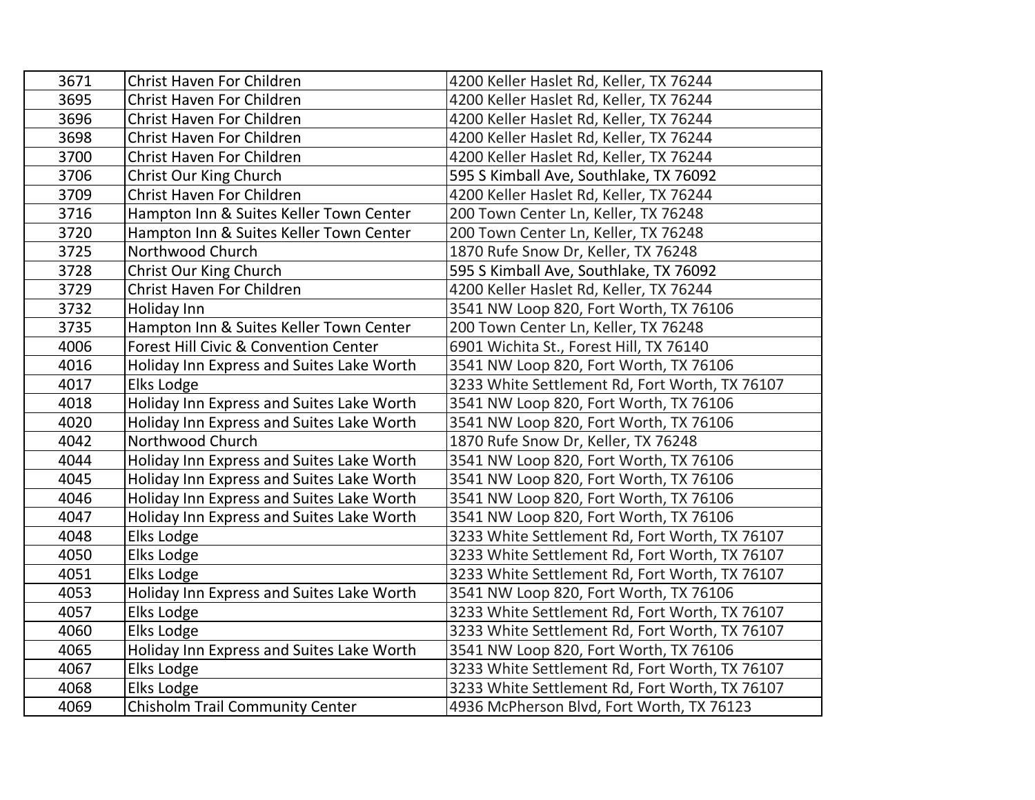| | | |
|---|---|---|
| 3671 | Christ Haven For Children | 4200 Keller Haslet Rd, Keller, TX 76244 |
| 3695 | Christ Haven For Children | 4200 Keller Haslet Rd, Keller, TX 76244 |
| 3696 | Christ Haven For Children | 4200 Keller Haslet Rd, Keller, TX 76244 |
| 3698 | Christ Haven For Children | 4200 Keller Haslet Rd, Keller, TX 76244 |
| 3700 | Christ Haven For Children | 4200 Keller Haslet Rd, Keller, TX 76244 |
| 3706 | Christ Our King Church | 595 S Kimball Ave, Southlake, TX 76092 |
| 3709 | Christ Haven For Children | 4200 Keller Haslet Rd, Keller, TX 76244 |
| 3716 | Hampton Inn & Suites Keller Town Center | 200 Town Center Ln, Keller, TX 76248 |
| 3720 | Hampton Inn & Suites Keller Town Center | 200 Town Center Ln, Keller, TX 76248 |
| 3725 | Northwood Church | 1870 Rufe Snow Dr, Keller, TX 76248 |
| 3728 | Christ Our King Church | 595 S Kimball Ave, Southlake, TX 76092 |
| 3729 | Christ Haven For Children | 4200 Keller Haslet Rd, Keller, TX 76244 |
| 3732 | Holiday Inn | 3541 NW Loop 820, Fort Worth, TX 76106 |
| 3735 | Hampton Inn & Suites Keller Town Center | 200 Town Center Ln, Keller, TX 76248 |
| 4006 | Forest Hill Civic & Convention Center | 6901 Wichita St., Forest Hill, TX 76140 |
| 4016 | Holiday Inn Express and Suites Lake Worth | 3541 NW Loop 820, Fort Worth, TX 76106 |
| 4017 | Elks Lodge | 3233 White Settlement Rd, Fort Worth, TX 76107 |
| 4018 | Holiday Inn Express and Suites Lake Worth | 3541 NW Loop 820, Fort Worth, TX 76106 |
| 4020 | Holiday Inn Express and Suites Lake Worth | 3541 NW Loop 820, Fort Worth, TX 76106 |
| 4042 | Northwood Church | 1870 Rufe Snow Dr, Keller, TX 76248 |
| 4044 | Holiday Inn Express and Suites Lake Worth | 3541 NW Loop 820, Fort Worth, TX 76106 |
| 4045 | Holiday Inn Express and Suites Lake Worth | 3541 NW Loop 820, Fort Worth, TX 76106 |
| 4046 | Holiday Inn Express and Suites Lake Worth | 3541 NW Loop 820, Fort Worth, TX 76106 |
| 4047 | Holiday Inn Express and Suites Lake Worth | 3541 NW Loop 820, Fort Worth, TX 76106 |
| 4048 | Elks Lodge | 3233 White Settlement Rd, Fort Worth, TX 76107 |
| 4050 | Elks Lodge | 3233 White Settlement Rd, Fort Worth, TX 76107 |
| 4051 | Elks Lodge | 3233 White Settlement Rd, Fort Worth, TX 76107 |
| 4053 | Holiday Inn Express and Suites Lake Worth | 3541 NW Loop 820, Fort Worth, TX 76106 |
| 4057 | Elks Lodge | 3233 White Settlement Rd, Fort Worth, TX 76107 |
| 4060 | Elks Lodge | 3233 White Settlement Rd, Fort Worth, TX 76107 |
| 4065 | Holiday Inn Express and Suites Lake Worth | 3541 NW Loop 820, Fort Worth, TX 76106 |
| 4067 | Elks Lodge | 3233 White Settlement Rd, Fort Worth, TX 76107 |
| 4068 | Elks Lodge | 3233 White Settlement Rd, Fort Worth, TX 76107 |
| 4069 | Chisholm Trail Community Center | 4936 McPherson Blvd, Fort Worth, TX 76123 |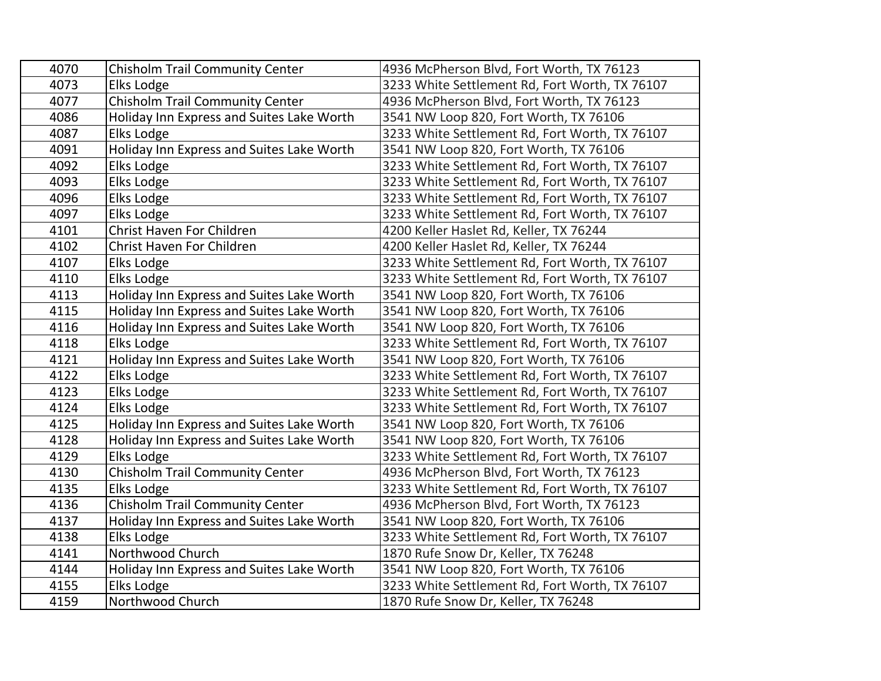| | | |
|---|---|---|
| 4070 | Chisholm Trail Community Center | 4936 McPherson Blvd, Fort Worth, TX 76123 |
| 4073 | Elks Lodge | 3233 White Settlement Rd, Fort Worth, TX 76107 |
| 4077 | Chisholm Trail Community Center | 4936 McPherson Blvd, Fort Worth, TX 76123 |
| 4086 | Holiday Inn Express and Suites Lake Worth | 3541 NW Loop 820, Fort Worth, TX 76106 |
| 4087 | Elks Lodge | 3233 White Settlement Rd, Fort Worth, TX 76107 |
| 4091 | Holiday Inn Express and Suites Lake Worth | 3541 NW Loop 820, Fort Worth, TX 76106 |
| 4092 | Elks Lodge | 3233 White Settlement Rd, Fort Worth, TX 76107 |
| 4093 | Elks Lodge | 3233 White Settlement Rd, Fort Worth, TX 76107 |
| 4096 | Elks Lodge | 3233 White Settlement Rd, Fort Worth, TX 76107 |
| 4097 | Elks Lodge | 3233 White Settlement Rd, Fort Worth, TX 76107 |
| 4101 | Christ Haven For Children | 4200 Keller Haslet Rd, Keller, TX 76244 |
| 4102 | Christ Haven For Children | 4200 Keller Haslet Rd, Keller, TX 76244 |
| 4107 | Elks Lodge | 3233 White Settlement Rd, Fort Worth, TX 76107 |
| 4110 | Elks Lodge | 3233 White Settlement Rd, Fort Worth, TX 76107 |
| 4113 | Holiday Inn Express and Suites Lake Worth | 3541 NW Loop 820, Fort Worth, TX 76106 |
| 4115 | Holiday Inn Express and Suites Lake Worth | 3541 NW Loop 820, Fort Worth, TX 76106 |
| 4116 | Holiday Inn Express and Suites Lake Worth | 3541 NW Loop 820, Fort Worth, TX 76106 |
| 4118 | Elks Lodge | 3233 White Settlement Rd, Fort Worth, TX 76107 |
| 4121 | Holiday Inn Express and Suites Lake Worth | 3541 NW Loop 820, Fort Worth, TX 76106 |
| 4122 | Elks Lodge | 3233 White Settlement Rd, Fort Worth, TX 76107 |
| 4123 | Elks Lodge | 3233 White Settlement Rd, Fort Worth, TX 76107 |
| 4124 | Elks Lodge | 3233 White Settlement Rd, Fort Worth, TX 76107 |
| 4125 | Holiday Inn Express and Suites Lake Worth | 3541 NW Loop 820, Fort Worth, TX 76106 |
| 4128 | Holiday Inn Express and Suites Lake Worth | 3541 NW Loop 820, Fort Worth, TX 76106 |
| 4129 | Elks Lodge | 3233 White Settlement Rd, Fort Worth, TX 76107 |
| 4130 | Chisholm Trail Community Center | 4936 McPherson Blvd, Fort Worth, TX 76123 |
| 4135 | Elks Lodge | 3233 White Settlement Rd, Fort Worth, TX 76107 |
| 4136 | Chisholm Trail Community Center | 4936 McPherson Blvd, Fort Worth, TX 76123 |
| 4137 | Holiday Inn Express and Suites Lake Worth | 3541 NW Loop 820, Fort Worth, TX 76106 |
| 4138 | Elks Lodge | 3233 White Settlement Rd, Fort Worth, TX 76107 |
| 4141 | Northwood Church | 1870 Rufe Snow Dr, Keller, TX 76248 |
| 4144 | Holiday Inn Express and Suites Lake Worth | 3541 NW Loop 820, Fort Worth, TX 76106 |
| 4155 | Elks Lodge | 3233 White Settlement Rd, Fort Worth, TX 76107 |
| 4159 | Northwood Church | 1870 Rufe Snow Dr, Keller, TX 76248 |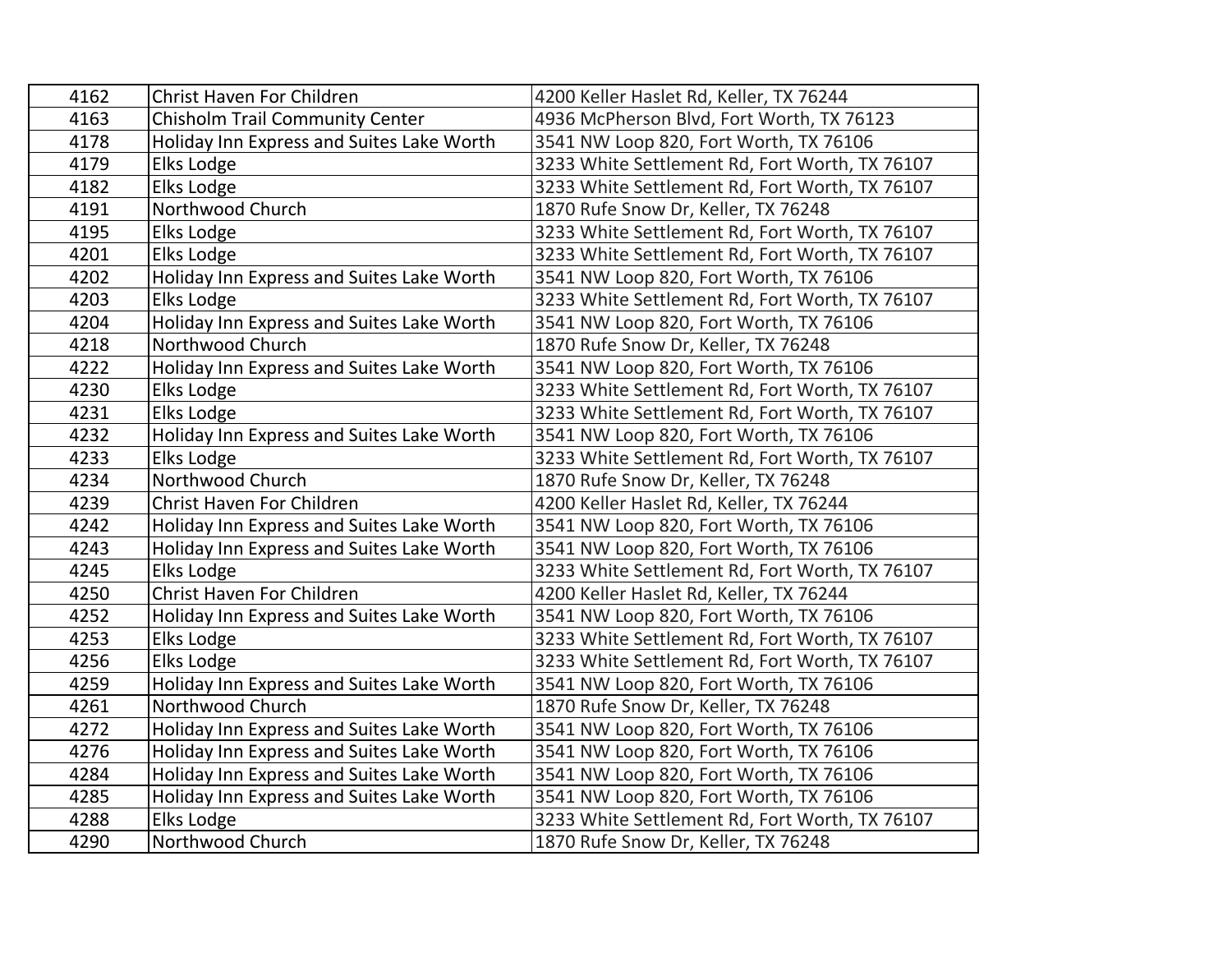| | | |
|---|---|---|
| 4162 | Christ Haven For Children | 4200 Keller Haslet Rd, Keller, TX 76244 |
| 4163 | Chisholm Trail Community Center | 4936 McPherson Blvd, Fort Worth, TX 76123 |
| 4178 | Holiday Inn Express and Suites Lake Worth | 3541 NW Loop 820, Fort Worth, TX 76106 |
| 4179 | Elks Lodge | 3233 White Settlement Rd, Fort Worth, TX 76107 |
| 4182 | Elks Lodge | 3233 White Settlement Rd, Fort Worth, TX 76107 |
| 4191 | Northwood Church | 1870 Rufe Snow Dr, Keller, TX 76248 |
| 4195 | Elks Lodge | 3233 White Settlement Rd, Fort Worth, TX 76107 |
| 4201 | Elks Lodge | 3233 White Settlement Rd, Fort Worth, TX 76107 |
| 4202 | Holiday Inn Express and Suites Lake Worth | 3541 NW Loop 820, Fort Worth, TX 76106 |
| 4203 | Elks Lodge | 3233 White Settlement Rd, Fort Worth, TX 76107 |
| 4204 | Holiday Inn Express and Suites Lake Worth | 3541 NW Loop 820, Fort Worth, TX 76106 |
| 4218 | Northwood Church | 1870 Rufe Snow Dr, Keller, TX 76248 |
| 4222 | Holiday Inn Express and Suites Lake Worth | 3541 NW Loop 820, Fort Worth, TX 76106 |
| 4230 | Elks Lodge | 3233 White Settlement Rd, Fort Worth, TX 76107 |
| 4231 | Elks Lodge | 3233 White Settlement Rd, Fort Worth, TX 76107 |
| 4232 | Holiday Inn Express and Suites Lake Worth | 3541 NW Loop 820, Fort Worth, TX 76106 |
| 4233 | Elks Lodge | 3233 White Settlement Rd, Fort Worth, TX 76107 |
| 4234 | Northwood Church | 1870 Rufe Snow Dr, Keller, TX 76248 |
| 4239 | Christ Haven For Children | 4200 Keller Haslet Rd, Keller, TX 76244 |
| 4242 | Holiday Inn Express and Suites Lake Worth | 3541 NW Loop 820, Fort Worth, TX 76106 |
| 4243 | Holiday Inn Express and Suites Lake Worth | 3541 NW Loop 820, Fort Worth, TX 76106 |
| 4245 | Elks Lodge | 3233 White Settlement Rd, Fort Worth, TX 76107 |
| 4250 | Christ Haven For Children | 4200 Keller Haslet Rd, Keller, TX 76244 |
| 4252 | Holiday Inn Express and Suites Lake Worth | 3541 NW Loop 820, Fort Worth, TX 76106 |
| 4253 | Elks Lodge | 3233 White Settlement Rd, Fort Worth, TX 76107 |
| 4256 | Elks Lodge | 3233 White Settlement Rd, Fort Worth, TX 76107 |
| 4259 | Holiday Inn Express and Suites Lake Worth | 3541 NW Loop 820, Fort Worth, TX 76106 |
| 4261 | Northwood Church | 1870 Rufe Snow Dr, Keller, TX 76248 |
| 4272 | Holiday Inn Express and Suites Lake Worth | 3541 NW Loop 820, Fort Worth, TX 76106 |
| 4276 | Holiday Inn Express and Suites Lake Worth | 3541 NW Loop 820, Fort Worth, TX 76106 |
| 4284 | Holiday Inn Express and Suites Lake Worth | 3541 NW Loop 820, Fort Worth, TX 76106 |
| 4285 | Holiday Inn Express and Suites Lake Worth | 3541 NW Loop 820, Fort Worth, TX 76106 |
| 4288 | Elks Lodge | 3233 White Settlement Rd, Fort Worth, TX 76107 |
| 4290 | Northwood Church | 1870 Rufe Snow Dr, Keller, TX 76248 |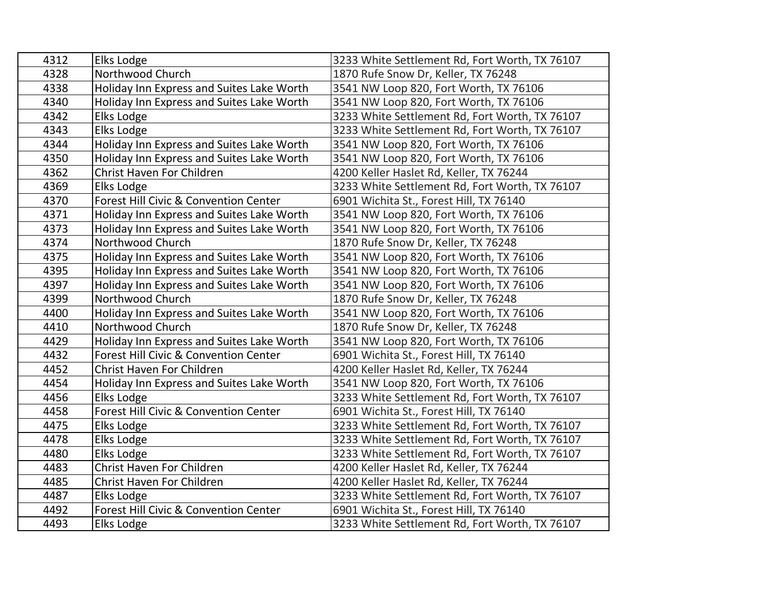| | | |
|---|---|---|
| 4312 | Elks Lodge | 3233 White Settlement Rd, Fort Worth, TX 76107 |
| 4328 | Northwood Church | 1870 Rufe Snow Dr, Keller, TX 76248 |
| 4338 | Holiday Inn Express and Suites Lake Worth | 3541 NW Loop 820, Fort Worth, TX 76106 |
| 4340 | Holiday Inn Express and Suites Lake Worth | 3541 NW Loop 820, Fort Worth, TX 76106 |
| 4342 | Elks Lodge | 3233 White Settlement Rd, Fort Worth, TX 76107 |
| 4343 | Elks Lodge | 3233 White Settlement Rd, Fort Worth, TX 76107 |
| 4344 | Holiday Inn Express and Suites Lake Worth | 3541 NW Loop 820, Fort Worth, TX 76106 |
| 4350 | Holiday Inn Express and Suites Lake Worth | 3541 NW Loop 820, Fort Worth, TX 76106 |
| 4362 | Christ Haven For Children | 4200 Keller Haslet Rd, Keller, TX 76244 |
| 4369 | Elks Lodge | 3233 White Settlement Rd, Fort Worth, TX 76107 |
| 4370 | Forest Hill Civic & Convention Center | 6901 Wichita St., Forest Hill, TX 76140 |
| 4371 | Holiday Inn Express and Suites Lake Worth | 3541 NW Loop 820, Fort Worth, TX 76106 |
| 4373 | Holiday Inn Express and Suites Lake Worth | 3541 NW Loop 820, Fort Worth, TX 76106 |
| 4374 | Northwood Church | 1870 Rufe Snow Dr, Keller, TX 76248 |
| 4375 | Holiday Inn Express and Suites Lake Worth | 3541 NW Loop 820, Fort Worth, TX 76106 |
| 4395 | Holiday Inn Express and Suites Lake Worth | 3541 NW Loop 820, Fort Worth, TX 76106 |
| 4397 | Holiday Inn Express and Suites Lake Worth | 3541 NW Loop 820, Fort Worth, TX 76106 |
| 4399 | Northwood Church | 1870 Rufe Snow Dr, Keller, TX 76248 |
| 4400 | Holiday Inn Express and Suites Lake Worth | 3541 NW Loop 820, Fort Worth, TX 76106 |
| 4410 | Northwood Church | 1870 Rufe Snow Dr, Keller, TX 76248 |
| 4429 | Holiday Inn Express and Suites Lake Worth | 3541 NW Loop 820, Fort Worth, TX 76106 |
| 4432 | Forest Hill Civic & Convention Center | 6901 Wichita St., Forest Hill, TX 76140 |
| 4452 | Christ Haven For Children | 4200 Keller Haslet Rd, Keller, TX 76244 |
| 4454 | Holiday Inn Express and Suites Lake Worth | 3541 NW Loop 820, Fort Worth, TX 76106 |
| 4456 | Elks Lodge | 3233 White Settlement Rd, Fort Worth, TX 76107 |
| 4458 | Forest Hill Civic & Convention Center | 6901 Wichita St., Forest Hill, TX 76140 |
| 4475 | Elks Lodge | 3233 White Settlement Rd, Fort Worth, TX 76107 |
| 4478 | Elks Lodge | 3233 White Settlement Rd, Fort Worth, TX 76107 |
| 4480 | Elks Lodge | 3233 White Settlement Rd, Fort Worth, TX 76107 |
| 4483 | Christ Haven For Children | 4200 Keller Haslet Rd, Keller, TX 76244 |
| 4485 | Christ Haven For Children | 4200 Keller Haslet Rd, Keller, TX 76244 |
| 4487 | Elks Lodge | 3233 White Settlement Rd, Fort Worth, TX 76107 |
| 4492 | Forest Hill Civic & Convention Center | 6901 Wichita St., Forest Hill, TX 76140 |
| 4493 | Elks Lodge | 3233 White Settlement Rd, Fort Worth, TX 76107 |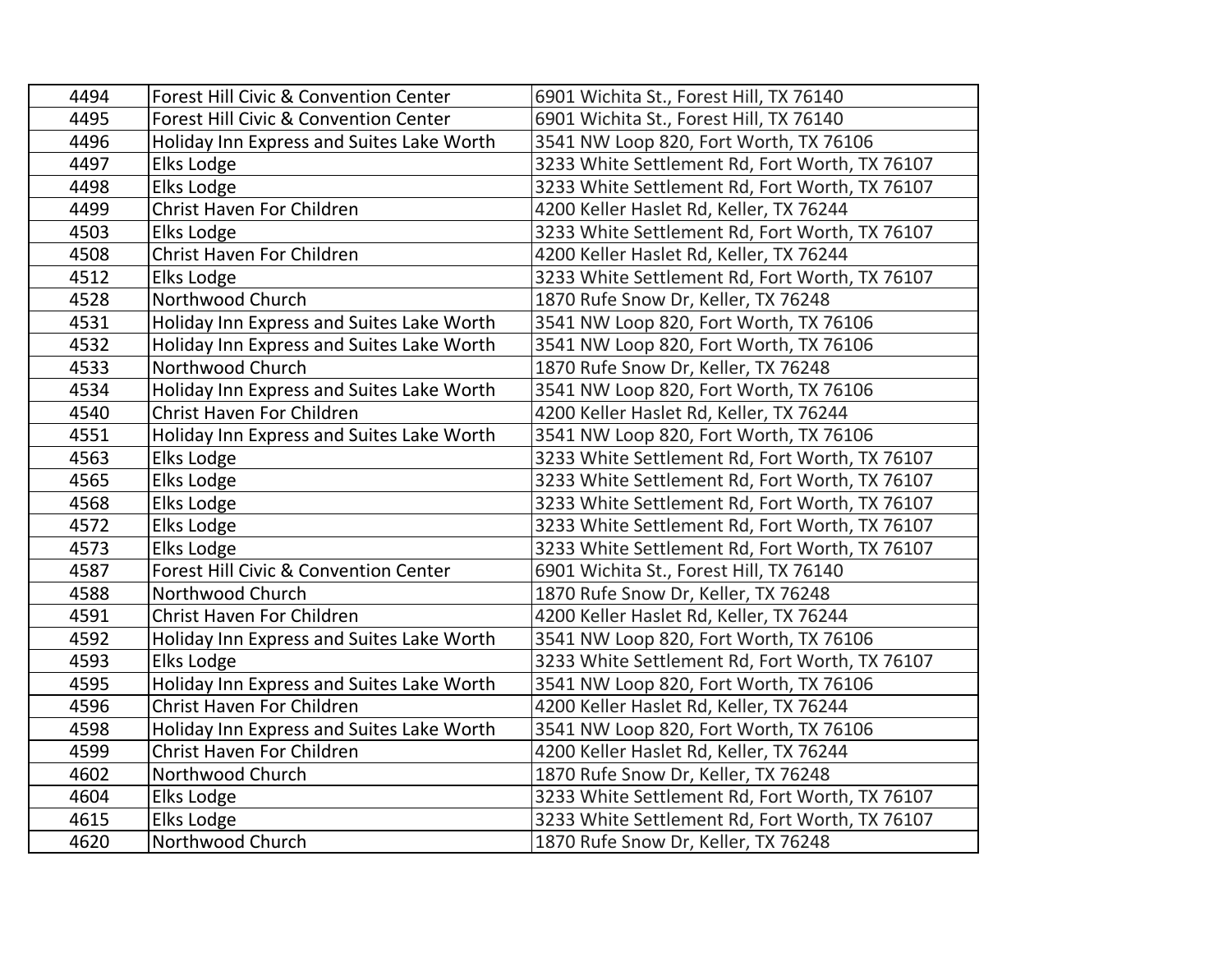| | | |
|---|---|---|
| 4494 | Forest Hill Civic & Convention Center | 6901 Wichita St., Forest Hill, TX 76140 |
| 4495 | Forest Hill Civic & Convention Center | 6901 Wichita St., Forest Hill, TX 76140 |
| 4496 | Holiday Inn Express and Suites Lake Worth | 3541 NW Loop 820, Fort Worth, TX 76106 |
| 4497 | Elks Lodge | 3233 White Settlement Rd, Fort Worth, TX 76107 |
| 4498 | Elks Lodge | 3233 White Settlement Rd, Fort Worth, TX 76107 |
| 4499 | Christ Haven For Children | 4200 Keller Haslet Rd, Keller, TX 76244 |
| 4503 | Elks Lodge | 3233 White Settlement Rd, Fort Worth, TX 76107 |
| 4508 | Christ Haven For Children | 4200 Keller Haslet Rd, Keller, TX 76244 |
| 4512 | Elks Lodge | 3233 White Settlement Rd, Fort Worth, TX 76107 |
| 4528 | Northwood Church | 1870 Rufe Snow Dr, Keller, TX 76248 |
| 4531 | Holiday Inn Express and Suites Lake Worth | 3541 NW Loop 820, Fort Worth, TX 76106 |
| 4532 | Holiday Inn Express and Suites Lake Worth | 3541 NW Loop 820, Fort Worth, TX 76106 |
| 4533 | Northwood Church | 1870 Rufe Snow Dr, Keller, TX 76248 |
| 4534 | Holiday Inn Express and Suites Lake Worth | 3541 NW Loop 820, Fort Worth, TX 76106 |
| 4540 | Christ Haven For Children | 4200 Keller Haslet Rd, Keller, TX 76244 |
| 4551 | Holiday Inn Express and Suites Lake Worth | 3541 NW Loop 820, Fort Worth, TX 76106 |
| 4563 | Elks Lodge | 3233 White Settlement Rd, Fort Worth, TX 76107 |
| 4565 | Elks Lodge | 3233 White Settlement Rd, Fort Worth, TX 76107 |
| 4568 | Elks Lodge | 3233 White Settlement Rd, Fort Worth, TX 76107 |
| 4572 | Elks Lodge | 3233 White Settlement Rd, Fort Worth, TX 76107 |
| 4573 | Elks Lodge | 3233 White Settlement Rd, Fort Worth, TX 76107 |
| 4587 | Forest Hill Civic & Convention Center | 6901 Wichita St., Forest Hill, TX 76140 |
| 4588 | Northwood Church | 1870 Rufe Snow Dr, Keller, TX 76248 |
| 4591 | Christ Haven For Children | 4200 Keller Haslet Rd, Keller, TX 76244 |
| 4592 | Holiday Inn Express and Suites Lake Worth | 3541 NW Loop 820, Fort Worth, TX 76106 |
| 4593 | Elks Lodge | 3233 White Settlement Rd, Fort Worth, TX 76107 |
| 4595 | Holiday Inn Express and Suites Lake Worth | 3541 NW Loop 820, Fort Worth, TX 76106 |
| 4596 | Christ Haven For Children | 4200 Keller Haslet Rd, Keller, TX 76244 |
| 4598 | Holiday Inn Express and Suites Lake Worth | 3541 NW Loop 820, Fort Worth, TX 76106 |
| 4599 | Christ Haven For Children | 4200 Keller Haslet Rd, Keller, TX 76244 |
| 4602 | Northwood Church | 1870 Rufe Snow Dr, Keller, TX 76248 |
| 4604 | Elks Lodge | 3233 White Settlement Rd, Fort Worth, TX 76107 |
| 4615 | Elks Lodge | 3233 White Settlement Rd, Fort Worth, TX 76107 |
| 4620 | Northwood Church | 1870 Rufe Snow Dr, Keller, TX 76248 |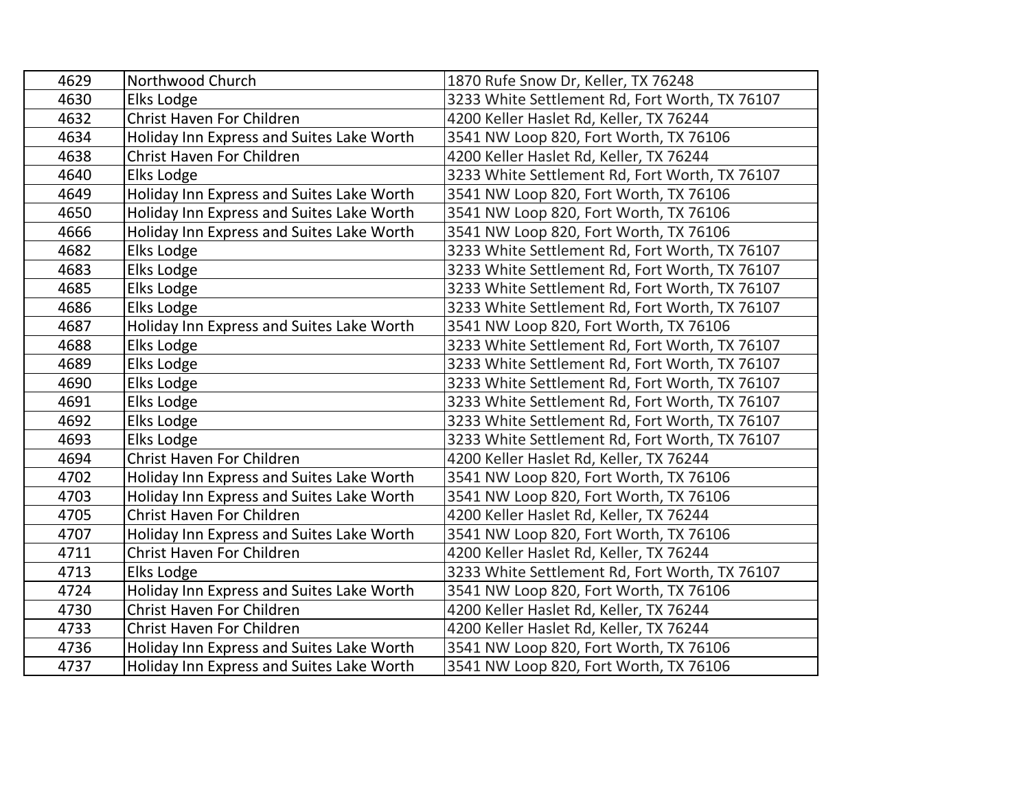| | | |
|---|---|---|
| 4629 | Northwood Church | 1870 Rufe Snow Dr, Keller, TX 76248 |
| 4630 | Elks Lodge | 3233 White Settlement Rd, Fort Worth, TX 76107 |
| 4632 | Christ Haven For Children | 4200 Keller Haslet Rd, Keller, TX 76244 |
| 4634 | Holiday Inn Express and Suites Lake Worth | 3541 NW Loop 820, Fort Worth, TX 76106 |
| 4638 | Christ Haven For Children | 4200 Keller Haslet Rd, Keller, TX 76244 |
| 4640 | Elks Lodge | 3233 White Settlement Rd, Fort Worth, TX 76107 |
| 4649 | Holiday Inn Express and Suites Lake Worth | 3541 NW Loop 820, Fort Worth, TX 76106 |
| 4650 | Holiday Inn Express and Suites Lake Worth | 3541 NW Loop 820, Fort Worth, TX 76106 |
| 4666 | Holiday Inn Express and Suites Lake Worth | 3541 NW Loop 820, Fort Worth, TX 76106 |
| 4682 | Elks Lodge | 3233 White Settlement Rd, Fort Worth, TX 76107 |
| 4683 | Elks Lodge | 3233 White Settlement Rd, Fort Worth, TX 76107 |
| 4685 | Elks Lodge | 3233 White Settlement Rd, Fort Worth, TX 76107 |
| 4686 | Elks Lodge | 3233 White Settlement Rd, Fort Worth, TX 76107 |
| 4687 | Holiday Inn Express and Suites Lake Worth | 3541 NW Loop 820, Fort Worth, TX 76106 |
| 4688 | Elks Lodge | 3233 White Settlement Rd, Fort Worth, TX 76107 |
| 4689 | Elks Lodge | 3233 White Settlement Rd, Fort Worth, TX 76107 |
| 4690 | Elks Lodge | 3233 White Settlement Rd, Fort Worth, TX 76107 |
| 4691 | Elks Lodge | 3233 White Settlement Rd, Fort Worth, TX 76107 |
| 4692 | Elks Lodge | 3233 White Settlement Rd, Fort Worth, TX 76107 |
| 4693 | Elks Lodge | 3233 White Settlement Rd, Fort Worth, TX 76107 |
| 4694 | Christ Haven For Children | 4200 Keller Haslet Rd, Keller, TX 76244 |
| 4702 | Holiday Inn Express and Suites Lake Worth | 3541 NW Loop 820, Fort Worth, TX 76106 |
| 4703 | Holiday Inn Express and Suites Lake Worth | 3541 NW Loop 820, Fort Worth, TX 76106 |
| 4705 | Christ Haven For Children | 4200 Keller Haslet Rd, Keller, TX 76244 |
| 4707 | Holiday Inn Express and Suites Lake Worth | 3541 NW Loop 820, Fort Worth, TX 76106 |
| 4711 | Christ Haven For Children | 4200 Keller Haslet Rd, Keller, TX 76244 |
| 4713 | Elks Lodge | 3233 White Settlement Rd, Fort Worth, TX 76107 |
| 4724 | Holiday Inn Express and Suites Lake Worth | 3541 NW Loop 820, Fort Worth, TX 76106 |
| 4730 | Christ Haven For Children | 4200 Keller Haslet Rd, Keller, TX 76244 |
| 4733 | Christ Haven For Children | 4200 Keller Haslet Rd, Keller, TX 76244 |
| 4736 | Holiday Inn Express and Suites Lake Worth | 3541 NW Loop 820, Fort Worth, TX 76106 |
| 4737 | Holiday Inn Express and Suites Lake Worth | 3541 NW Loop 820, Fort Worth, TX 76106 |